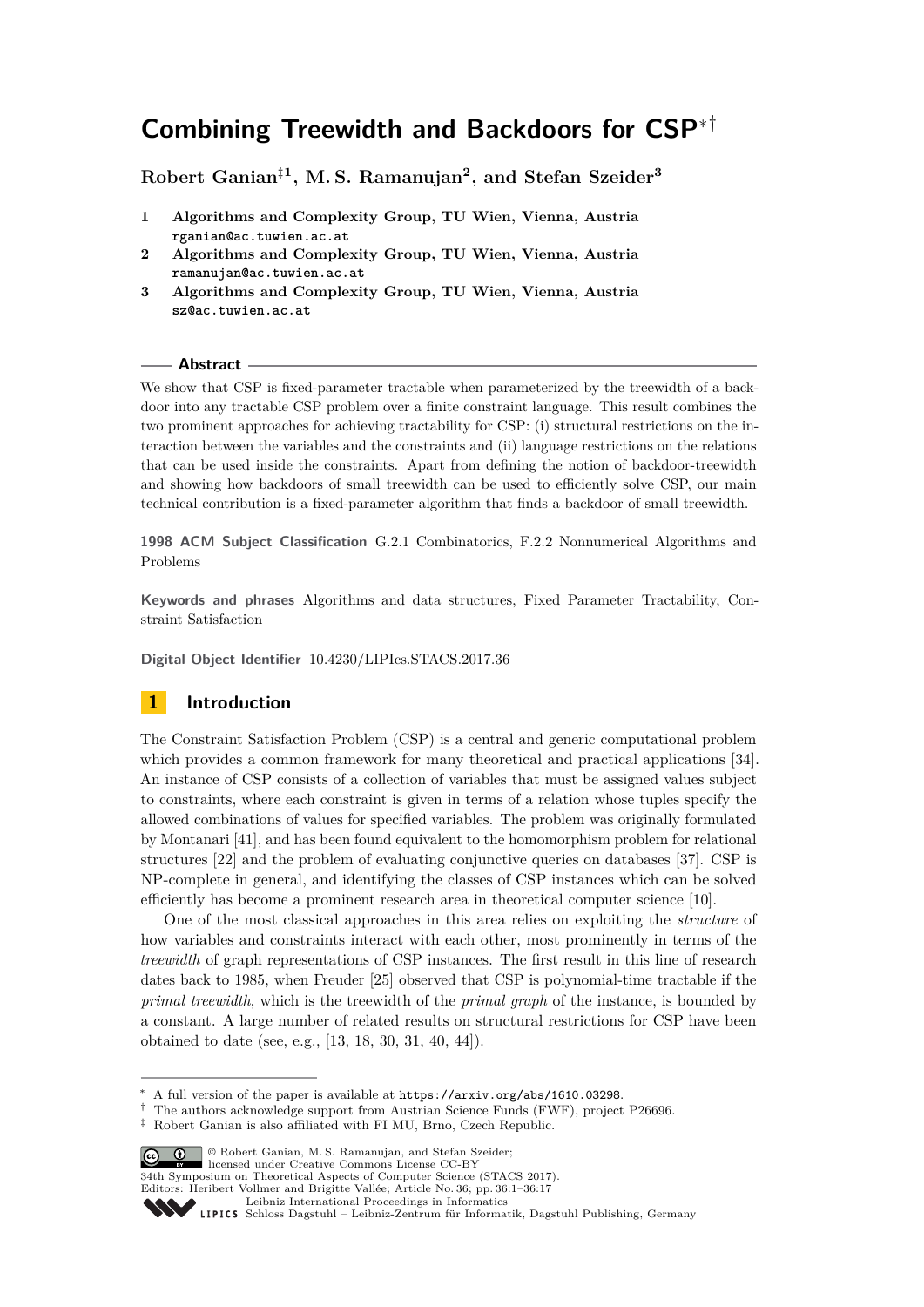# Combining Treewidth and Backdoors for CSP[*,†]

**Robert Ganian[‡1], M. S. Ramanujan[2], and Stefan Szeider[3]**

1. **Algorithms and Complexity Group, TU Wien, Vienna, Austria** rganian@ac.tuwien.ac.at
2. **Algorithms and Complexity Group, TU Wien, Vienna, Austria** ramanujan@ac.tuwien.ac.at
3. **Algorithms and Complexity Group, TU Wien, Vienna, Austria** sz@ac.tuwien.ac.at

## Abstract

We show that CSP is fixed-parameter tractable when parameterized by the treewidth of a backdoor into any tractable CSP problem over a finite constraint language. This result combines the two prominent approaches for achieving tractability for CSP: (i) structural restrictions on the interaction between the variables and the constraints and (ii) language restrictions on the relations that can be used inside the constraints. Apart from defining the notion of backdoor-treewidth and showing how backdoors of small treewidth can be used to efficiently solve CSP, our main technical contribution is a fixed-parameter algorithm that finds a backdoor of small treewidth.

**1998 ACM Subject Classification** G.2.1 Combinatorics, F.2.2 Nonnumerical Algorithms and Problems

**Keywords and phrases** Algorithms and data structures, Fixed Parameter Tractability, Constraint Satisfaction

**Digital Object Identifier** 10.4230/LIPIcs.STACS.2017.36

## 1 Introduction

The Constraint Satisfaction Problem (CSP) is a central and generic computational problem which provides a common framework for many theoretical and practical applications [34]. An instance of CSP consists of a collection of variables that must be assigned values subject to constraints, where each constraint is given in terms of a relation whose tuples specify the allowed combinations of values for specified variables. The problem was originally formulated by Montanari [41], and has been found equivalent to the homomorphism problem for relational structures [22] and the problem of evaluating conjunctive queries on databases [37]. CSP is NP-complete in general, and identifying the classes of CSP instances which can be solved efficiently has become a prominent research area in theoretical computer science [10].

One of the most classical approaches in this area relies on exploiting the *structure* of how variables and constraints interact with each other, most prominently in terms of the *treewidth* of graph representations of CSP instances. The first result in this line of research dates back to 1985, when Freuder [25] observed that CSP is polynomial-time tractable if the *primal treewidth*, which is the treewidth of the *primal graph* of the instance, is bounded by a constant. A large number of related results on structural restrictions for CSP have been obtained to date (see, e.g., [13, 18, 30, 31, 40, 44]).

---

[*] A full version of the paper is available at https://arxiv.org/abs/1610.03298.
[†] The authors acknowledge support from Austrian Science Funds (FWF), project P26696.
[‡] Robert Ganian is also affiliated with FI MU, Brno, Czech Republic.

© Robert Ganian, M. S. Ramanujan, and Stefan Szeider; licensed under Creative Commons License CC-BY
34th Symposium on Theoretical Aspects of Computer Science (STACS 2017).
Editors: Heribert Vollmer and Brigitte Vallée; Article No. 36; pp. 36:1–36:17
Leibniz International Proceedings in Informatics
Schloss Dagstuhl – Leibniz-Zentrum für Informatik, Dagstuhl Publishing, Germany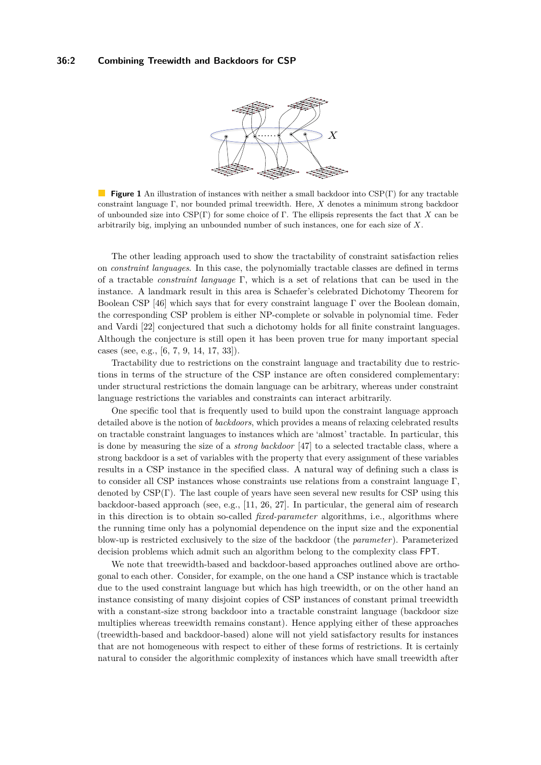**Figure 1** An illustration of instances with neither a small backdoor into CSP(Γ) for any tractable constraint language Γ, nor bounded primal treewidth. Here, $X$ denotes a minimum strong backdoor of unbounded size into CSP(Γ) for some choice of Γ. The ellipsis represents the fact that $X$ can be arbitrarily big, implying an unbounded number of such instances, one for each size of $X$.

The other leading approach used to show the tractability of constraint satisfaction relies on *constraint languages*. In this case, the polynomially tractable classes are defined in terms of a tractable *constraint language* Γ, which is a set of relations that can be used in the instance. A landmark result in this area is Schaefer's celebrated Dichotomy Theorem for Boolean CSP [46] which says that for every constraint language Γ over the Boolean domain, the corresponding CSP problem is either NP-complete or solvable in polynomial time. Feder and Vardi [22] conjectured that such a dichotomy holds for all finite constraint languages. Although the conjecture is still open it has been proven true for many important special cases (see, e.g., [6, 7, 9, 14, 17, 33]).

Tractability due to restrictions on the constraint language and tractability due to restrictions in terms of the structure of the CSP instance are often considered complementary: under structural restrictions the domain language can be arbitrary, whereas under constraint language restrictions the variables and constraints can interact arbitrarily.

One specific tool that is frequently used to build upon the constraint language approach detailed above is the notion of *backdoors*, which provides a means of relaxing celebrated results on tractable constraint languages to instances which are 'almost' tractable. In particular, this is done by measuring the size of a *strong backdoor* [47] to a selected tractable class, where a strong backdoor is a set of variables with the property that every assignment of these variables results in a CSP instance in the specified class. A natural way of defining such a class is to consider all CSP instances whose constraints use relations from a constraint language Γ, denoted by CSP(Γ). The last couple of years have seen several new results for CSP using this backdoor-based approach (see, e.g., [11, 26, 27]. In particular, the general aim of research in this direction is to obtain so-called *fixed-parameter* algorithms, i.e., algorithms where the running time only has a polynomial dependence on the input size and the exponential blow-up is restricted exclusively to the size of the backdoor (the *parameter*). Parameterized decision problems which admit such an algorithm belong to the complexity class FPT.

We note that treewidth-based and backdoor-based approaches outlined above are orthogonal to each other. Consider, for example, on the one hand a CSP instance which is tractable due to the used constraint language but which has high treewidth, or on the other hand an instance consisting of many disjoint copies of CSP instances of constant primal treewidth with a constant-size strong backdoor into a tractable constraint language (backdoor size multiplies whereas treewidth remains constant). Hence applying either of these approaches (treewidth-based and backdoor-based) alone will not yield satisfactory results for instances that are not homogeneous with respect to either of these forms of restrictions. It is certainly natural to consider the algorithmic complexity of instances which have small treewidth after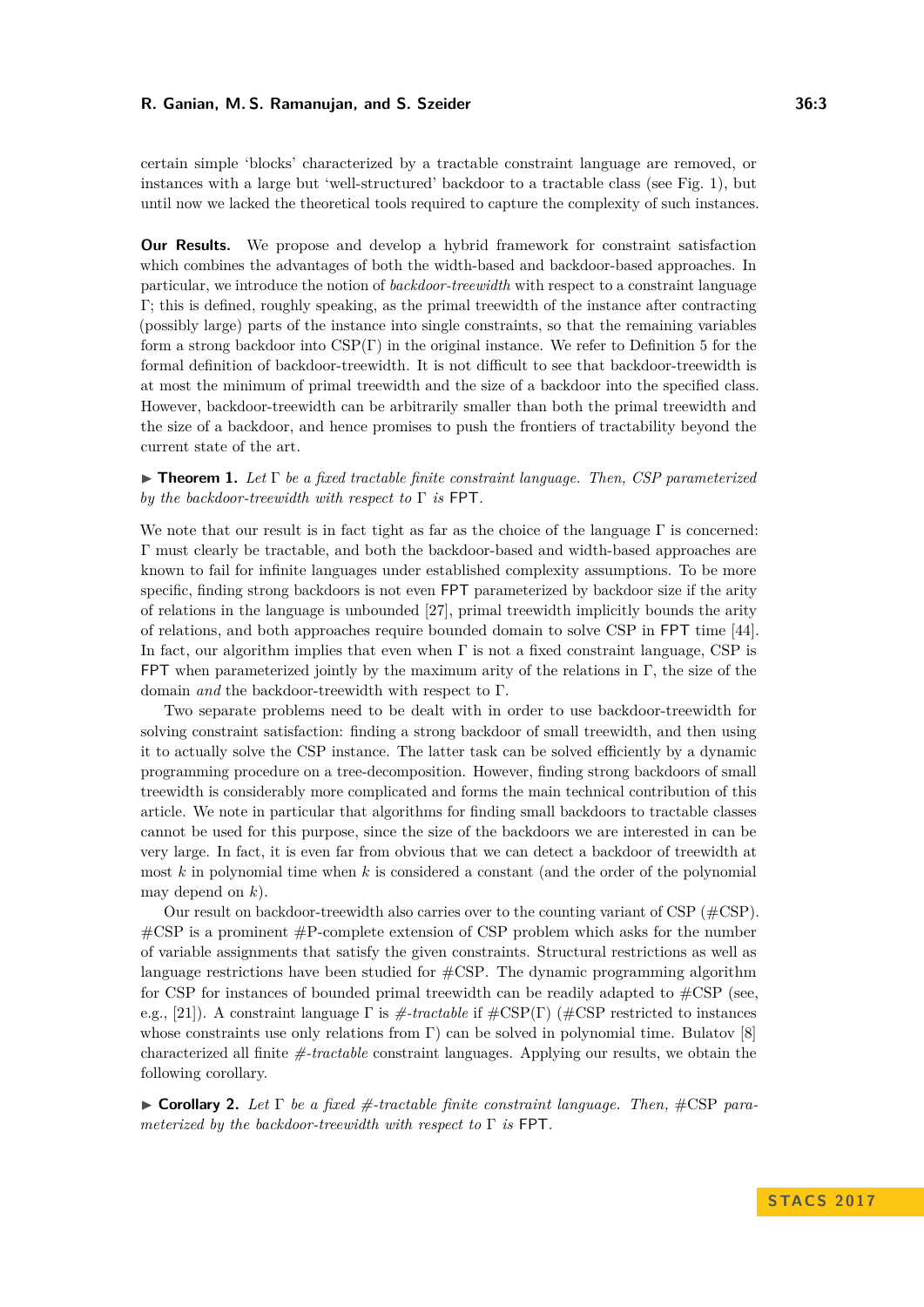certain simple 'blocks' characterized by a tractable constraint language are removed, or instances with a large but 'well-structured' backdoor to a tractable class (see Fig. 1), but until now we lacked the theoretical tools required to capture the complexity of such instances.

**Our Results.** We propose and develop a hybrid framework for constraint satisfaction which combines the advantages of both the width-based and backdoor-based approaches. In particular, we introduce the notion of *backdoor-treewidth* with respect to a constraint language $\Gamma$; this is defined, roughly speaking, as the primal treewidth of the instance after contracting (possibly large) parts of the instance into single constraints, so that the remaining variables form a strong backdoor into CSP($\Gamma$) in the original instance. We refer to Definition 5 for the formal definition of backdoor-treewidth. It is not difficult to see that backdoor-treewidth is at most the minimum of primal treewidth and the size of a backdoor into the specified class. However, backdoor-treewidth can be arbitrarily smaller than both the primal treewidth and the size of a backdoor, and hence promises to push the frontiers of tractability beyond the current state of the art.

▶ **Theorem 1.** *Let $\Gamma$ be a fixed tractable finite constraint language. Then, CSP parameterized by the backdoor-treewidth with respect to $\Gamma$ is* FPT*.*

We note that our result is in fact tight as far as the choice of the language $\Gamma$ is concerned: $\Gamma$ must clearly be tractable, and both the backdoor-based and width-based approaches are known to fail for infinite languages under established complexity assumptions. To be more specific, finding strong backdoors is not even FPT parameterized by backdoor size if the arity of relations in the language is unbounded [27], primal treewidth implicitly bounds the arity of relations, and both approaches require bounded domain to solve CSP in FPT time [44]. In fact, our algorithm implies that even when $\Gamma$ is not a fixed constraint language, CSP is FPT when parameterized jointly by the maximum arity of the relations in $\Gamma$, the size of the domain *and* the backdoor-treewidth with respect to $\Gamma$.

Two separate problems need to be dealt with in order to use backdoor-treewidth for solving constraint satisfaction: finding a strong backdoor of small treewidth, and then using it to actually solve the CSP instance. The latter task can be solved efficiently by a dynamic programming procedure on a tree-decomposition. However, finding strong backdoors of small treewidth is considerably more complicated and forms the main technical contribution of this article. We note in particular that algorithms for finding small backdoors to tractable classes cannot be used for this purpose, since the size of the backdoors we are interested in can be very large. In fact, it is even far from obvious that we can detect a backdoor of treewidth at most $k$ in polynomial time when $k$ is considered a constant (and the order of the polynomial may depend on $k$).

Our result on backdoor-treewidth also carries over to the counting variant of CSP (#CSP). #CSP is a prominent #P-complete extension of CSP problem which asks for the number of variable assignments that satisfy the given constraints. Structural restrictions as well as language restrictions have been studied for #CSP. The dynamic programming algorithm for CSP for instances of bounded primal treewidth can be readily adapted to #CSP (see, e.g., [21]). A constraint language $\Gamma$ is *#-tractable* if #CSP($\Gamma$) (#CSP restricted to instances whose constraints use only relations from $\Gamma$) can be solved in polynomial time. Bulatov [8] characterized all finite *#-tractable* constraint languages. Applying our results, we obtain the following corollary.

▶ **Corollary 2.** *Let $\Gamma$ be a fixed #-tractable finite constraint language. Then, #CSP parameterized by the backdoor-treewidth with respect to $\Gamma$ is* FPT*.*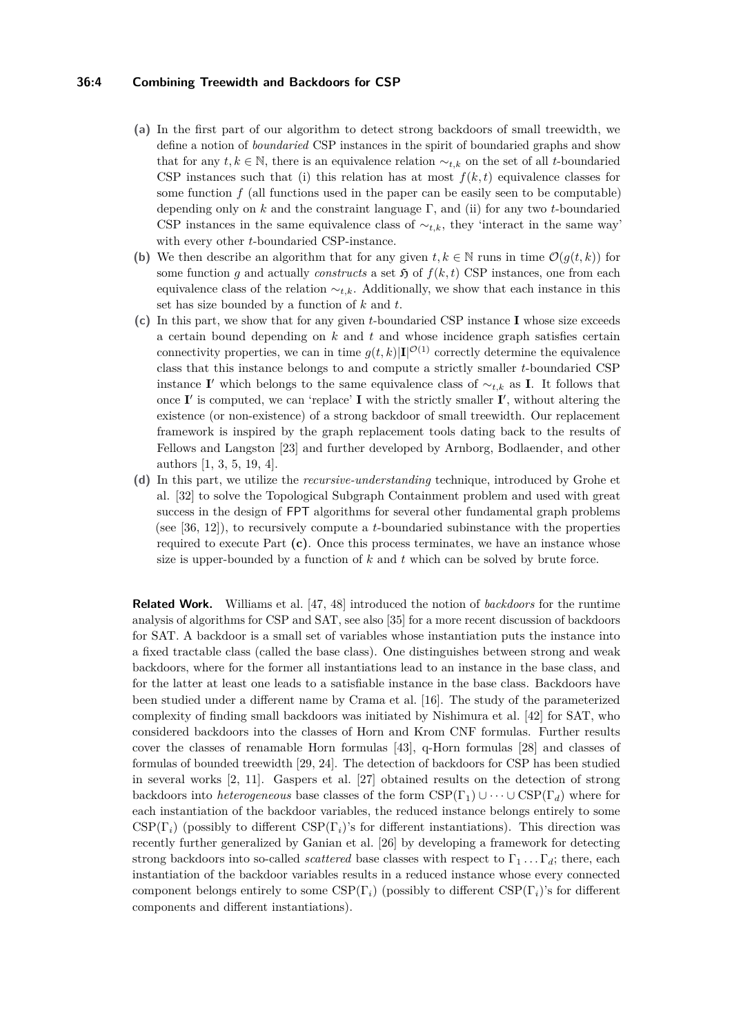- **(a)** In the first part of our algorithm to detect strong backdoors of small treewidth, we define a notion of *boundaried* CSP instances in the spirit of boundaried graphs and show that for any $t, k \in \mathbb{N}$, there is an equivalence relation $\sim_{t,k}$ on the set of all $t$-boundaried CSP instances such that (i) this relation has at most $f(k,t)$ equivalence classes for some function $f$ (all functions used in the paper can be easily seen to be computable) depending only on $k$ and the constraint language $\Gamma$, and (ii) for any two $t$-boundaried CSP instances in the same equivalence class of $\sim_{t,k}$, they 'interact in the same way' with every other $t$-boundaried CSP-instance.
- **(b)** We then describe an algorithm that for any given $t, k \in \mathbb{N}$ runs in time $\mathcal{O}(g(t,k))$ for some function $g$ and actually *constructs* a set $\mathfrak{H}$ of $f(k,t)$ CSP instances, one from each equivalence class of the relation $\sim_{t,k}$. Additionally, we show that each instance in this set has size bounded by a function of $k$ and $t$.
- **(c)** In this part, we show that for any given $t$-boundaried CSP instance $\mathbf{I}$ whose size exceeds a certain bound depending on $k$ and $t$ and whose incidence graph satisfies certain connectivity properties, we can in time $g(t,k)|\mathbf{I}|^{\mathcal{O}(1)}$ correctly determine the equivalence class that this instance belongs to and compute a strictly smaller $t$-boundaried CSP instance $\mathbf{I}'$ which belongs to the same equivalence class of $\sim_{t,k}$ as $\mathbf{I}$. It follows that once $\mathbf{I}'$ is computed, we can 'replace' $\mathbf{I}$ with the strictly smaller $\mathbf{I}'$, without altering the existence (or non-existence) of a strong backdoor of small treewidth. Our replacement framework is inspired by the graph replacement tools dating back to the results of Fellows and Langston [23] and further developed by Arnborg, Bodlaender, and other authors [1, 3, 5, 19, 4].
- **(d)** In this part, we utilize the *recursive-understanding* technique, introduced by Grohe et al. [32] to solve the Topological Subgraph Containment problem and used with great success in the design of FPT algorithms for several other fundamental graph problems (see [36, 12]), to recursively compute a $t$-boundaried subinstance with the properties required to execute Part **(c)**. Once this process terminates, we have an instance whose size is upper-bounded by a function of $k$ and $t$ which can be solved by brute force.

**Related Work.** Williams et al. [47, 48] introduced the notion of *backdoors* for the runtime analysis of algorithms for CSP and SAT, see also [35] for a more recent discussion of backdoors for SAT. A backdoor is a small set of variables whose instantiation puts the instance into a fixed tractable class (called the base class). One distinguishes between strong and weak backdoors, where for the former all instantiations lead to an instance in the base class, and for the latter at least one leads to a satisfiable instance in the base class. Backdoors have been studied under a different name by Crama et al. [16]. The study of the parameterized complexity of finding small backdoors was initiated by Nishimura et al. [42] for SAT, who considered backdoors into the classes of Horn and Krom CNF formulas. Further results cover the classes of renamable Horn formulas [43], q-Horn formulas [28] and classes of formulas of bounded treewidth [29, 24]. The detection of backdoors for CSP has been studied in several works [2, 11]. Gaspers et al. [27] obtained results on the detection of strong backdoors into *heterogeneous* base classes of the form $\mathrm{CSP}(\Gamma_1) \cup \cdots \cup \mathrm{CSP}(\Gamma_d)$ where for each instantiation of the backdoor variables, the reduced instance belongs entirely to some $\mathrm{CSP}(\Gamma_i)$ (possibly to different $\mathrm{CSP}(\Gamma_i)$'s for different instantiations). This direction was recently further generalized by Ganian et al. [26] by developing a framework for detecting strong backdoors into so-called *scattered* base classes with respect to $\Gamma_1 \ldots \Gamma_d$; there, each instantiation of the backdoor variables results in a reduced instance whose every connected component belongs entirely to some $\mathrm{CSP}(\Gamma_i)$ (possibly to different $\mathrm{CSP}(\Gamma_i)$'s for different components and different instantiations).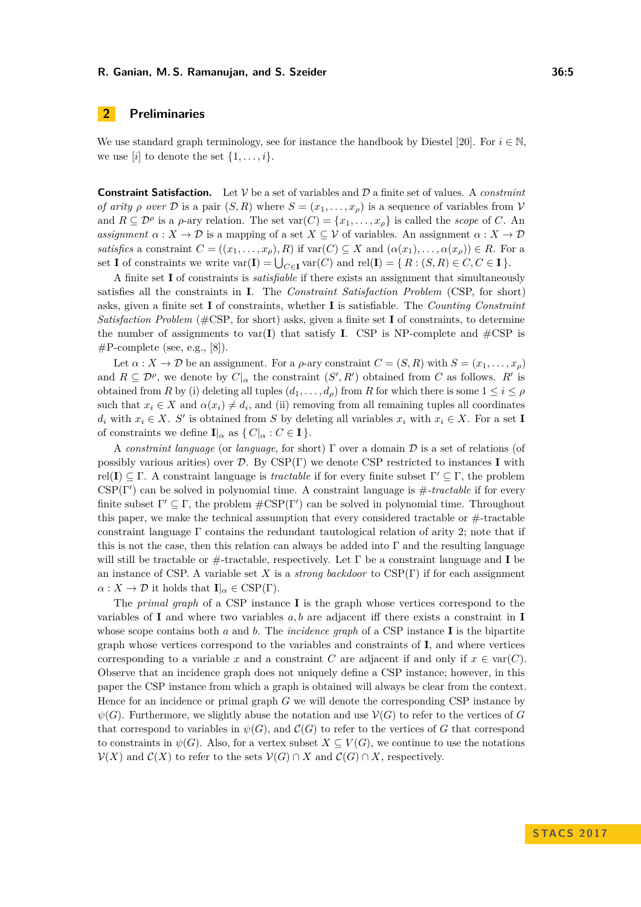## 2 Preliminaries

We use standard graph terminology, see for instance the handbook by Diestel [20]. For $i \in \mathbb{N}$, we use $[i]$ to denote the set $\{1, \ldots, i\}$.

**Constraint Satisfaction.** Let $\mathcal{V}$ be a set of variables and $\mathcal{D}$ a finite set of values. A *constraint of arity $\rho$ over $\mathcal{D}$* is a pair $(S, R)$ where $S = (x_1, \ldots, x_\rho)$ is a sequence of variables from $\mathcal{V}$ and $R \subseteq \mathcal{D}^\rho$ is a $\rho$-ary relation. The set $\mathrm{var}(C) = \{x_1, \ldots, x_\rho\}$ is called the *scope* of $C$. An *assignment* $\alpha : X \to \mathcal{D}$ is a mapping of a set $X \subseteq \mathcal{V}$ of variables. An assignment $\alpha : X \to \mathcal{D}$ *satisfies* a constraint $C = ((x_1, \ldots, x_\rho), R)$ if $\mathrm{var}(C) \subseteq X$ and $(\alpha(x_1), \ldots, \alpha(x_\rho)) \in R$. For a set $\mathbf{I}$ of constraints we write $\mathrm{var}(\mathbf{I}) = \bigcup_{C \in \mathbf{I}} \mathrm{var}(C)$ and $\mathrm{rel}(\mathbf{I}) = \{\, R : (S, R) \in C, C \in \mathbf{I} \,\}$.

A finite set $\mathbf{I}$ of constraints is *satisfiable* if there exists an assignment that simultaneously satisfies all the constraints in $\mathbf{I}$. The *Constraint Satisfaction Problem* (CSP, for short) asks, given a finite set $\mathbf{I}$ of constraints, whether $\mathbf{I}$ is satisfiable. The *Counting Constraint Satisfaction Problem* (#CSP, for short) asks, given a finite set $\mathbf{I}$ of constraints, to determine the number of assignments to $\mathrm{var}(\mathbf{I})$ that satisfy $\mathbf{I}$. CSP is NP-complete and #CSP is #P-complete (see, e.g., [8]).

Let $\alpha : X \to \mathcal{D}$ be an assignment. For a $\rho$-ary constraint $C = (S, R)$ with $S = (x_1, \ldots, x_\rho)$ and $R \subseteq \mathcal{D}^\rho$, we denote by $C|_\alpha$ the constraint $(S', R')$ obtained from $C$ as follows. $R'$ is obtained from $R$ by (i) deleting all tuples $(d_1, \ldots, d_\rho)$ from $R$ for which there is some $1 \le i \le \rho$ such that $x_i \in X$ and $\alpha(x_i) \neq d_i$, and (ii) removing from all remaining tuples all coordinates $d_i$ with $x_i \in X$. $S'$ is obtained from $S$ by deleting all variables $x_i$ with $x_i \in X$. For a set $\mathbf{I}$ of constraints we define $\mathbf{I}|_\alpha$ as $\{\, C|_\alpha : C \in \mathbf{I} \,\}$.

A *constraint language* (or *language*, for short) $\Gamma$ over a domain $\mathcal{D}$ is a set of relations (of possibly various arities) over $\mathcal{D}$. By $\mathrm{CSP}(\Gamma)$ we denote CSP restricted to instances $\mathbf{I}$ with $\mathrm{rel}(\mathbf{I}) \subseteq \Gamma$. A constraint language is *tractable* if for every finite subset $\Gamma' \subseteq \Gamma$, the problem $\mathrm{CSP}(\Gamma')$ can be solved in polynomial time. A constraint language is *#-tractable* if for every finite subset $\Gamma' \subseteq \Gamma$, the problem $\#\mathrm{CSP}(\Gamma')$ can be solved in polynomial time. Throughout this paper, we make the technical assumption that every considered tractable or #-tractable constraint language $\Gamma$ contains the redundant tautological relation of arity 2; note that if this is not the case, then this relation can always be added into $\Gamma$ and the resulting language will still be tractable or #-tractable, respectively. Let $\Gamma$ be a constraint language and $\mathbf{I}$ be an instance of CSP. A variable set $X$ is a *strong backdoor* to $\mathrm{CSP}(\Gamma)$ if for each assignment $\alpha : X \to \mathcal{D}$ it holds that $\mathbf{I}|_\alpha \in \mathrm{CSP}(\Gamma)$.

The *primal graph* of a CSP instance $\mathbf{I}$ is the graph whose vertices correspond to the variables of $\mathbf{I}$ and where two variables $a, b$ are adjacent iff there exists a constraint in $\mathbf{I}$ whose scope contains both $a$ and $b$. The *incidence graph* of a CSP instance $\mathbf{I}$ is the bipartite graph whose vertices correspond to the variables and constraints of $\mathbf{I}$, and where vertices corresponding to a variable $x$ and a constraint $C$ are adjacent if and only if $x \in \mathrm{var}(C)$. Observe that an incidence graph does not uniquely define a CSP instance; however, in this paper the CSP instance from which a graph is obtained will always be clear from the context. Hence for an incidence or primal graph $G$ we will denote the corresponding CSP instance by $\psi(G)$. Furthermore, we slightly abuse the notation and use $\mathcal{V}(G)$ to refer to the vertices of $G$ that correspond to variables in $\psi(G)$, and $\mathcal{C}(G)$ to refer to the vertices of $G$ that correspond to constraints in $\psi(G)$. Also, for a vertex subset $X \subseteq V(G)$, we continue to use the notations $\mathcal{V}(X)$ and $\mathcal{C}(X)$ to refer to the sets $\mathcal{V}(G) \cap X$ and $\mathcal{C}(G) \cap X$, respectively.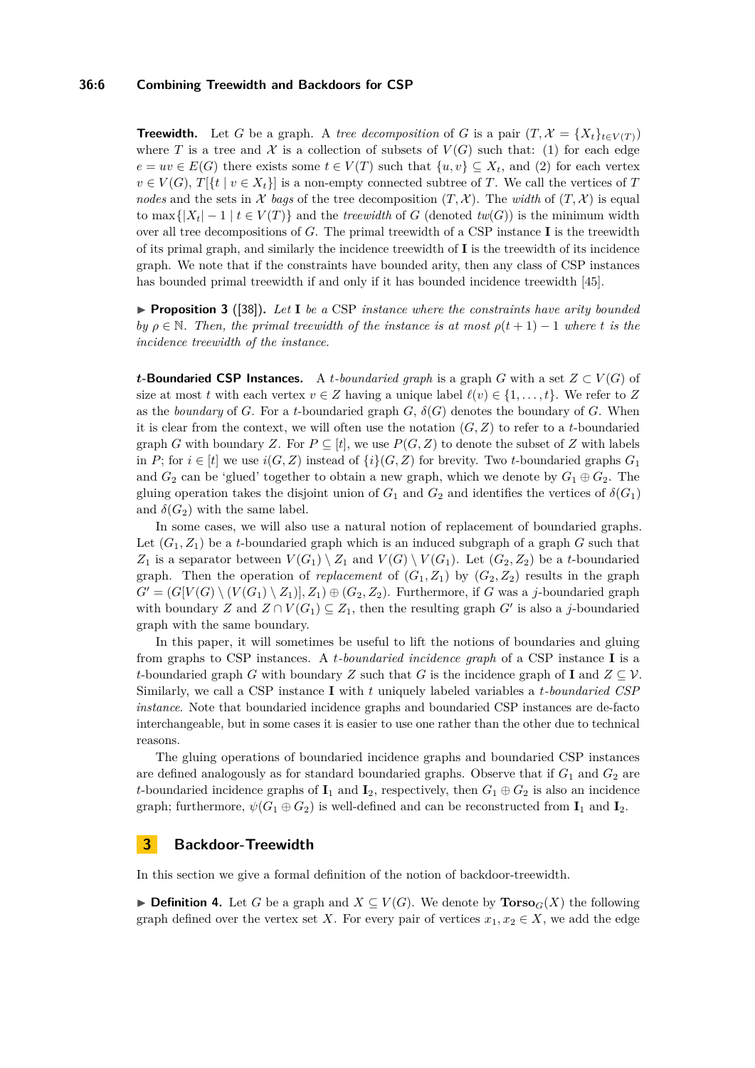**Treewidth.** Let $G$ be a graph. A *tree decomposition* of $G$ is a pair $(T, \mathcal{X} = \{X_t\}_{t \in V(T)})$ where $T$ is a tree and $\mathcal{X}$ is a collection of subsets of $V(G)$ such that: (1) for each edge $e = uv \in E(G)$ there exists some $t \in V(T)$ such that $\{u, v\} \subseteq X_t$, and (2) for each vertex $v \in V(G)$, $T[\{t \mid v \in X_t\}]$ is a non-empty connected subtree of $T$. We call the vertices of $T$ *nodes* and the sets in $\mathcal{X}$ *bags* of the tree decomposition $(T, \mathcal{X})$. The *width* of $(T, \mathcal{X})$ is equal to $\max\{|X_t| - 1 \mid t \in V(T)\}$ and the *treewidth* of $G$ (denoted $tw(G)$) is the minimum width over all tree decompositions of $G$. The primal treewidth of a CSP instance $\mathbf{I}$ is the treewidth of its primal graph, and similarly the incidence treewidth of $\mathbf{I}$ is the treewidth of its incidence graph. We note that if the constraints have bounded arity, then any class of CSP instances has bounded primal treewidth if and only if it has bounded incidence treewidth [45].

▶ **Proposition 3** ([38]). *Let $\mathbf{I}$ be a CSP instance where the constraints have arity bounded by $\rho \in \mathbb{N}$. Then, the primal treewidth of the instance is at most $\rho(t + 1) - 1$ where $t$ is the incidence treewidth of the instance.*

***t*-Boundaried CSP Instances.** A *$t$-boundaried graph* is a graph $G$ with a set $Z \subset V(G)$ of size at most $t$ with each vertex $v \in Z$ having a unique label $\ell(v) \in \{1, \ldots, t\}$. We refer to $Z$ as the *boundary* of $G$. For a $t$-boundaried graph $G$, $\delta(G)$ denotes the boundary of $G$. When it is clear from the context, we will often use the notation $(G, Z)$ to refer to a $t$-boundaried graph $G$ with boundary $Z$. For $P \subseteq [t]$, we use $P(G, Z)$ to denote the subset of $Z$ with labels in $P$; for $i \in [t]$ we use $i(G, Z)$ instead of $\{i\}(G, Z)$ for brevity. Two $t$-boundaried graphs $G_1$ and $G_2$ can be 'glued' together to obtain a new graph, which we denote by $G_1 \oplus G_2$. The gluing operation takes the disjoint union of $G_1$ and $G_2$ and identifies the vertices of $\delta(G_1)$ and $\delta(G_2)$ with the same label.

In some cases, we will also use a natural notion of replacement of boundaried graphs. Let $(G_1, Z_1)$ be a $t$-boundaried graph which is an induced subgraph of a graph $G$ such that $Z_1$ is a separator between $V(G_1) \setminus Z_1$ and $V(G) \setminus V(G_1)$. Let $(G_2, Z_2)$ be a $t$-boundaried graph. Then the operation of *replacement* of $(G_1, Z_1)$ by $(G_2, Z_2)$ results in the graph $G' = (G[V(G) \setminus (V(G_1) \setminus Z_1)], Z_1) \oplus (G_2, Z_2)$. Furthermore, if $G$ was a $j$-boundaried graph with boundary $Z$ and $Z \cap V(G_1) \subseteq Z_1$, then the resulting graph $G'$ is also a $j$-boundaried graph with the same boundary.

In this paper, it will sometimes be useful to lift the notions of boundaries and gluing from graphs to CSP instances. A *$t$-boundaried incidence graph* of a CSP instance $\mathbf{I}$ is a $t$-boundaried graph $G$ with boundary $Z$ such that $G$ is the incidence graph of $\mathbf{I}$ and $Z \subseteq \mathcal{V}$. Similarly, we call a CSP instance $\mathbf{I}$ with $t$ uniquely labeled variables a *$t$-boundaried CSP instance*. Note that boundaried incidence graphs and boundaried CSP instances are de-facto interchangeable, but in some cases it is easier to use one rather than the other due to technical reasons.

The gluing operations of boundaried incidence graphs and boundaried CSP instances are defined analogously as for standard boundaried graphs. Observe that if $G_1$ and $G_2$ are $t$-boundaried incidence graphs of $\mathbf{I}_1$ and $\mathbf{I}_2$, respectively, then $G_1 \oplus G_2$ is also an incidence graph; furthermore, $\psi(G_1 \oplus G_2)$ is well-defined and can be reconstructed from $\mathbf{I}_1$ and $\mathbf{I}_2$.

## 3 Backdoor-Treewidth

In this section we give a formal definition of the notion of backdoor-treewidth.

▶ **Definition 4.** Let $G$ be a graph and $X \subseteq V(G)$. We denote by $\mathbf{Torso}_G(X)$ the following graph defined over the vertex set $X$. For every pair of vertices $x_1, x_2 \in X$, we add the edge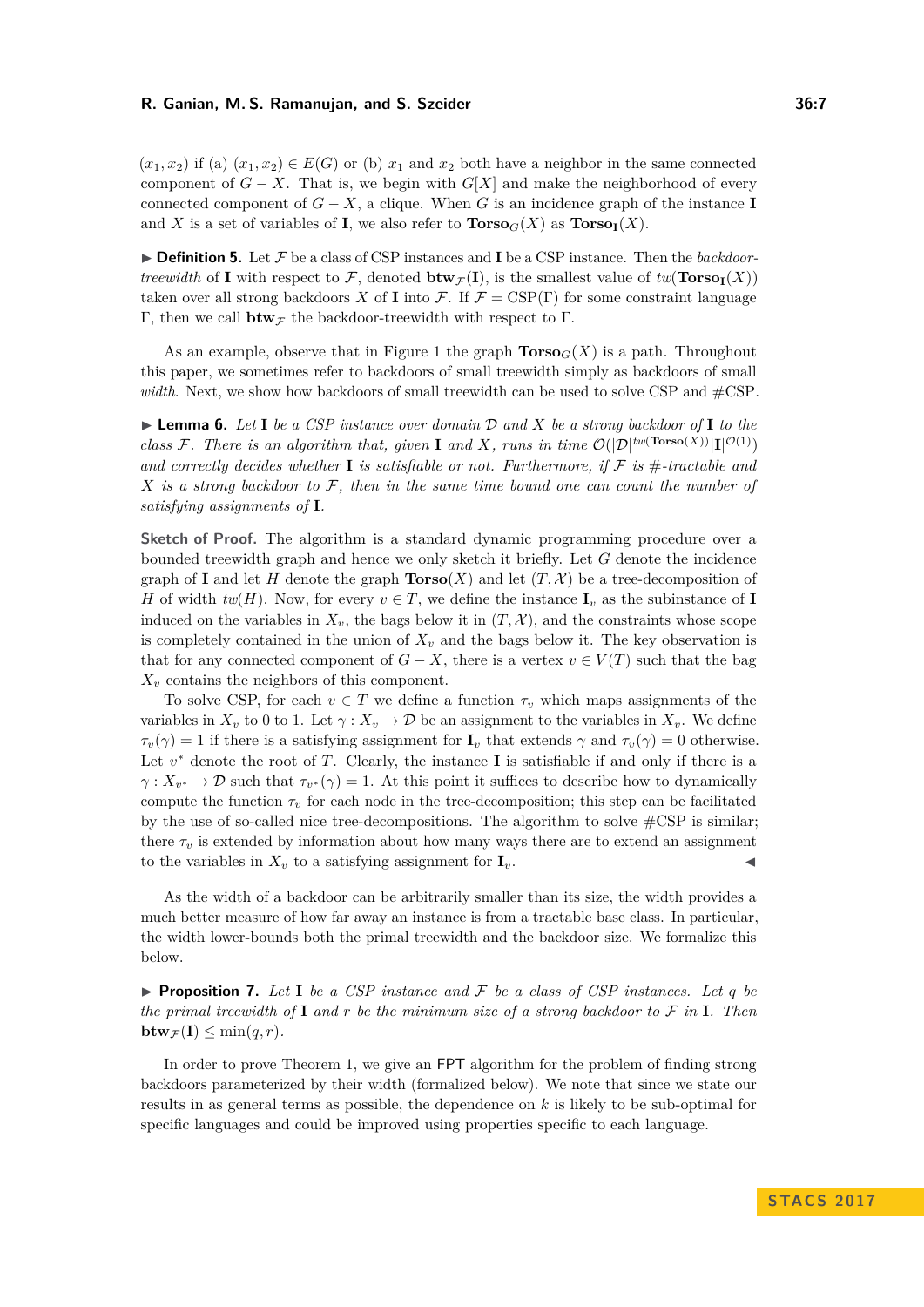$(x_1, x_2)$ if (a) $(x_1, x_2) \in E(G)$ or (b) $x_1$ and $x_2$ both have a neighbor in the same connected component of $G - X$. That is, we begin with $G[X]$ and make the neighborhood of every connected component of $G - X$, a clique. When $G$ is an incidence graph of the instance $\mathbf{I}$ and $X$ is a set of variables of $\mathbf{I}$, we also refer to $\mathbf{Torso}_G(X)$ as $\mathbf{Torso}_{\mathbf{I}}(X)$.

▶ **Definition 5.** Let $\mathcal{F}$ be a class of CSP instances and $\mathbf{I}$ be a CSP instance. Then the *backdoor-treewidth* of $\mathbf{I}$ with respect to $\mathcal{F}$, denoted $\mathbf{btw}_{\mathcal{F}}(\mathbf{I})$, is the smallest value of $tw(\mathbf{Torso}_{\mathbf{I}}(X))$ taken over all strong backdoors $X$ of $\mathbf{I}$ into $\mathcal{F}$. If $\mathcal{F} = \mathrm{CSP}(\Gamma)$ for some constraint language $\Gamma$, then we call $\mathbf{btw}_{\mathcal{F}}$ the backdoor-treewidth with respect to $\Gamma$.

As an example, observe that in Figure 1 the graph $\mathbf{Torso}_G(X)$ is a path. Throughout this paper, we sometimes refer to backdoors of small treewidth simply as backdoors of small *width*. Next, we show how backdoors of small treewidth can be used to solve CSP and #CSP.

▶ **Lemma 6.** *Let $\mathbf{I}$ be a CSP instance over domain $\mathcal{D}$ and $X$ be a strong backdoor of $\mathbf{I}$ to the class $\mathcal{F}$. There is an algorithm that, given $\mathbf{I}$ and $X$, runs in time $\mathcal{O}(|\mathcal{D}|^{tw(\mathbf{Torso}(X))}|\mathbf{I}|^{\mathcal{O}(1)})$ and correctly decides whether $\mathbf{I}$ is satisfiable or not. Furthermore, if $\mathcal{F}$ is #-tractable and $X$ is a strong backdoor to $\mathcal{F}$, then in the same time bound one can count the number of satisfying assignments of $\mathbf{I}$.*

**Sketch of Proof.** The algorithm is a standard dynamic programming procedure over a bounded treewidth graph and hence we only sketch it briefly. Let $G$ denote the incidence graph of $\mathbf{I}$ and let $H$ denote the graph $\mathbf{Torso}(X)$ and let $(T, \mathcal{X})$ be a tree-decomposition of $H$ of width $tw(H)$. Now, for every $v \in T$, we define the instance $\mathbf{I}_v$ as the subinstance of $\mathbf{I}$ induced on the variables in $X_v$, the bags below it in $(T, \mathcal{X})$, and the constraints whose scope is completely contained in the union of $X_v$ and the bags below it. The key observation is that for any connected component of $G - X$, there is a vertex $v \in V(T)$ such that the bag $X_v$ contains the neighbors of this component.

To solve CSP, for each $v \in T$ we define a function $\tau_v$ which maps assignments of the variables in $X_v$ to 0 to 1. Let $\gamma : X_v \to \mathcal{D}$ be an assignment to the variables in $X_v$. We define $\tau_v(\gamma) = 1$ if there is a satisfying assignment for $\mathbf{I}_v$ that extends $\gamma$ and $\tau_v(\gamma) = 0$ otherwise. Let $v^*$ denote the root of $T$. Clearly, the instance $\mathbf{I}$ is satisfiable if and only if there is a $\gamma : X_{v^*} \to \mathcal{D}$ such that $\tau_{v^*}(\gamma) = 1$. At this point it suffices to describe how to dynamically compute the function $\tau_v$ for each node in the tree-decomposition; this step can be facilitated by the use of so-called nice tree-decompositions. The algorithm to solve #CSP is similar; there $\tau_v$ is extended by information about how many ways there are to extend an assignment to the variables in $X_v$ to a satisfying assignment for $\mathbf{I}_v$. ◀

As the width of a backdoor can be arbitrarily smaller than its size, the width provides a much better measure of how far away an instance is from a tractable base class. In particular, the width lower-bounds both the primal treewidth and the backdoor size. We formalize this below.

▶ **Proposition 7.** *Let $\mathbf{I}$ be a CSP instance and $\mathcal{F}$ be a class of CSP instances. Let $q$ be the primal treewidth of $\mathbf{I}$ and $r$ be the minimum size of a strong backdoor to $\mathcal{F}$ in $\mathbf{I}$. Then $\mathbf{btw}_{\mathcal{F}}(\mathbf{I}) \leq \min(q, r)$.*

In order to prove Theorem 1, we give an FPT algorithm for the problem of finding strong backdoors parameterized by their width (formalized below). We note that since we state our results in as general terms as possible, the dependence on $k$ is likely to be sub-optimal for specific languages and could be improved using properties specific to each language.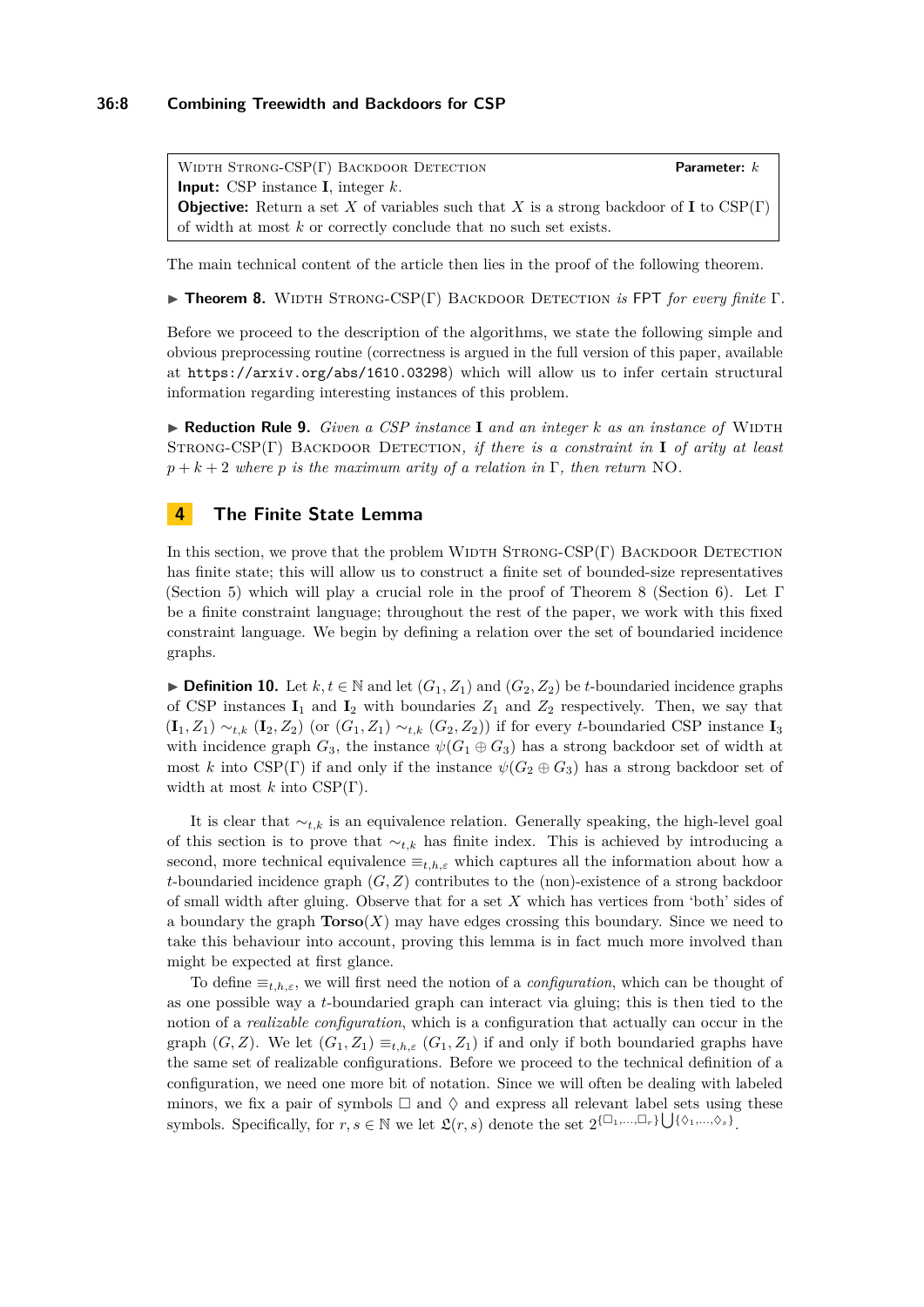> **Width Strong-CSP(Γ) Backdoor Detection** &nbsp;&nbsp;&nbsp;&nbsp; **Parameter:** $k$
> **Input:** CSP instance $\mathbf{I}$, integer $k$.
> **Objective:** Return a set $X$ of variables such that $X$ is a strong backdoor of $\mathbf{I}$ to CSP(Γ) of width at most $k$ or correctly conclude that no such set exists.

The main technical content of the article then lies in the proof of the following theorem.

▶ **Theorem 8.** Width Strong-CSP(Γ) Backdoor Detection *is* FPT *for every finite* Γ.

Before we proceed to the description of the algorithms, we state the following simple and obvious preprocessing routine (correctness is argued in the full version of this paper, available at `https://arxiv.org/abs/1610.03298`) which will allow us to infer certain structural information regarding interesting instances of this problem.

▶ **Reduction Rule 9.** *Given a CSP instance* $\mathbf{I}$ *and an integer* $k$ *as an instance of* Width Strong-CSP(Γ) Backdoor Detection, *if there is a constraint in* $\mathbf{I}$ *of arity at least* $p + k + 2$ *where* $p$ *is the maximum arity of a relation in* Γ, *then return* NO.

## 4 The Finite State Lemma

In this section, we prove that the problem Width Strong-CSP(Γ) Backdoor Detection has finite state; this will allow us to construct a finite set of bounded-size representatives (Section 5) which will play a crucial role in the proof of Theorem 8 (Section 6). Let Γ be a finite constraint language; throughout the rest of the paper, we work with this fixed constraint language. We begin by defining a relation over the set of boundaried incidence graphs.

▶ **Definition 10.** Let $k, t \in \mathbb{N}$ and let $(G_1, Z_1)$ and $(G_2, Z_2)$ be $t$-boundaried incidence graphs of CSP instances $\mathbf{I}_1$ and $\mathbf{I}_2$ with boundaries $Z_1$ and $Z_2$ respectively. Then, we say that $(\mathbf{I}_1, Z_1) \sim_{t,k} (\mathbf{I}_2, Z_2)$ (or $(G_1, Z_1) \sim_{t,k} (G_2, Z_2)$) if for every $t$-boundaried CSP instance $\mathbf{I}_3$ with incidence graph $G_3$, the instance $\psi(G_1 \oplus G_3)$ has a strong backdoor set of width at most $k$ into CSP(Γ) if and only if the instance $\psi(G_2 \oplus G_3)$ has a strong backdoor set of width at most $k$ into CSP(Γ).

It is clear that $\sim_{t,k}$ is an equivalence relation. Generally speaking, the high-level goal of this section is to prove that $\sim_{t,k}$ has finite index. This is achieved by introducing a second, more technical equivalence $\equiv_{t,h,\varepsilon}$ which captures all the information about how a $t$-boundaried incidence graph $(G, Z)$ contributes to the (non)-existence of a strong backdoor of small width after gluing. Observe that for a set $X$ which has vertices from 'both' sides of a boundary the graph $\mathbf{Torso}(X)$ may have edges crossing this boundary. Since we need to take this behaviour into account, proving this lemma is in fact much more involved than might be expected at first glance.

To define $\equiv_{t,h,\varepsilon}$, we will first need the notion of a *configuration*, which can be thought of as one possible way a $t$-boundaried graph can interact via gluing; this is then tied to the notion of a *realizable configuration*, which is a configuration that actually can occur in the graph $(G, Z)$. We let $(G_1, Z_1) \equiv_{t,h,\varepsilon} (G_1, Z_1)$ if and only if both boundaried graphs have the same set of realizable configurations. Before we proceed to the technical definition of a configuration, we need one more bit of notation. Since we will often be dealing with labeled minors, we fix a pair of symbols $\square$ and $\lozenge$ and express all relevant label sets using these symbols. Specifically, for $r, s \in \mathbb{N}$ we let $\mathfrak{L}(r, s)$ denote the set $2^{\{\square_1,\ldots,\square_r\} \bigcup \{\lozenge_1,\ldots,\lozenge_s\}}$.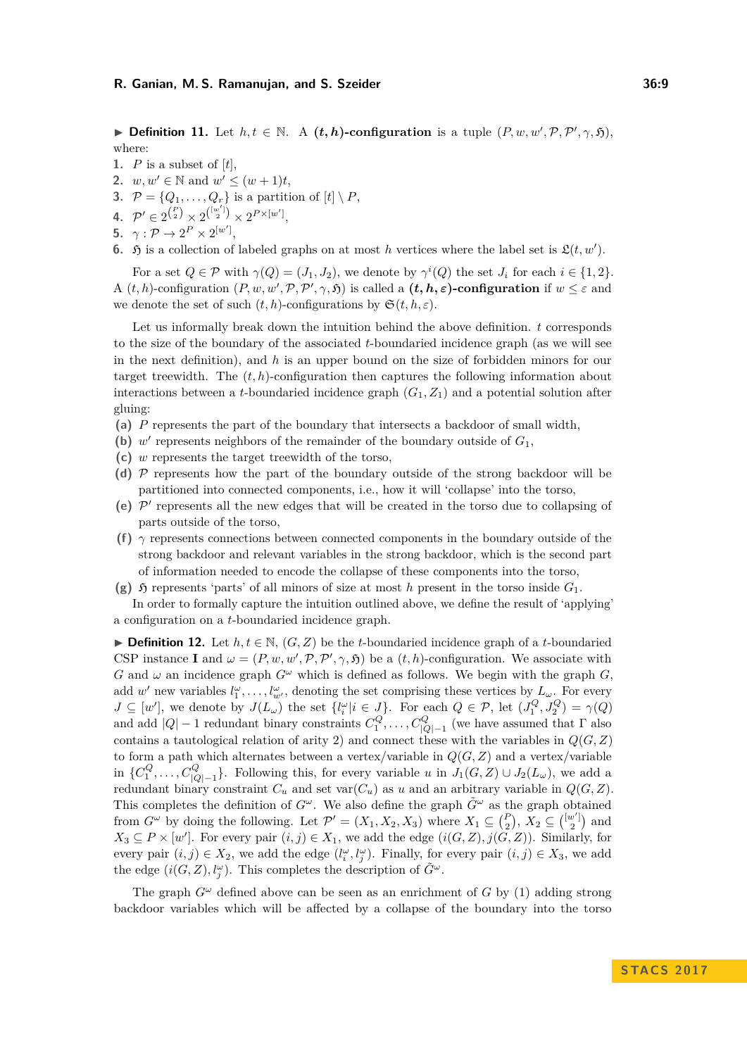▶ **Definition 11.** Let $h, t \in \mathbb{N}$. A **$(t,h)$-configuration** is a tuple $(P, w, w', \mathcal{P}, \mathcal{P}', \gamma, \mathfrak{H})$, where:

1. $P$ is a subset of $[t]$,
2. $w, w' \in \mathbb{N}$ and $w' \leq (w+1)t$,
3. $\mathcal{P} = \{Q_1, \ldots, Q_r\}$ is a partition of $[t] \setminus P$,
4. $\mathcal{P}' \in 2^{\binom{P}{2}} \times 2^{\binom{[w']}{2}} \times 2^{P \times [w']}$,
5. $\gamma : \mathcal{P} \to 2^P \times 2^{[w']}$,
6. $\mathfrak{H}$ is a collection of labeled graphs on at most $h$ vertices where the label set is $\mathfrak{L}(t, w')$.

For a set $Q \in \mathcal{P}$ with $\gamma(Q) = (J_1, J_2)$, we denote by $\gamma^i(Q)$ the set $J_i$ for each $i \in \{1, 2\}$. A $(t,h)$-configuration $(P, w, w', \mathcal{P}, \mathcal{P}', \gamma, \mathfrak{H})$ is called a **$(t, h, \varepsilon)$-configuration** if $w \leq \varepsilon$ and we denote the set of such $(t,h)$-configurations by $\mathfrak{S}(t, h, \varepsilon)$.

Let us informally break down the intuition behind the above definition. $t$ corresponds to the size of the boundary of the associated $t$-boundaried incidence graph (as we will see in the next definition), and $h$ is an upper bound on the size of forbidden minors for our target treewidth. The $(t,h)$-configuration then captures the following information about interactions between a $t$-boundaried incidence graph $(G_1, Z_1)$ and a potential solution after gluing:

**(a)** $P$ represents the part of the boundary that intersects a backdoor of small width,
**(b)** $w'$ represents neighbors of the remainder of the boundary outside of $G_1$,
**(c)** $w$ represents the target treewidth of the torso,
**(d)** $\mathcal{P}$ represents how the part of the boundary outside of the strong backdoor will be partitioned into connected components, i.e., how it will 'collapse' into the torso,
**(e)** $\mathcal{P}'$ represents all the new edges that will be created in the torso due to collapsing of parts outside of the torso,
**(f)** $\gamma$ represents connections between connected components in the boundary outside of the strong backdoor and relevant variables in the strong backdoor, which is the second part of information needed to encode the collapse of these components into the torso,
**(g)** $\mathfrak{H}$ represents 'parts' of all minors of size at most $h$ present in the torso inside $G_1$.

In order to formally capture the intuition outlined above, we define the result of 'applying' a configuration on a $t$-boundaried incidence graph.

▶ **Definition 12.** Let $h, t \in \mathbb{N}$, $(G, Z)$ be the $t$-boundaried incidence graph of a $t$-boundaried CSP instance $\mathbf{I}$ and $\omega = (P, w, w', \mathcal{P}, \mathcal{P}', \gamma, \mathfrak{H})$ be a $(t,h)$-configuration. We associate with $G$ and $\omega$ an incidence graph $G^\omega$ which is defined as follows. We begin with the graph $G$, add $w'$ new variables $l_1^\omega, \ldots, l_{w'}^\omega$, denoting the set comprising these vertices by $L_\omega$. For every $J \subseteq [w']$, we denote by $J(L_\omega)$ the set $\{l_i^\omega | i \in J\}$. For each $Q \in \mathcal{P}$, let $(J_1^Q, J_2^Q) = \gamma(Q)$ and add $|Q| - 1$ redundant binary constraints $C_1^Q, \ldots, C_{|Q|-1}^Q$ (we have assumed that $\Gamma$ also contains a tautological relation of arity 2) and connect these with the variables in $Q(G, Z)$ to form a path which alternates between a vertex/variable in $Q(G, Z)$ and a vertex/variable in $\{C_1^Q, \ldots, C_{|Q|-1}^Q\}$. Following this, for every variable $u$ in $J_1(G, Z) \cup J_2(L_\omega)$, we add a redundant binary constraint $C_u$ and set $\text{var}(C_u)$ as $u$ and an arbitrary variable in $Q(G, Z)$. This completes the definition of $G^\omega$. We also define the graph $\tilde{G}^\omega$ as the graph obtained from $G^\omega$ by doing the following. Let $\mathcal{P}' = (X_1, X_2, X_3)$ where $X_1 \subseteq \binom{P}{2}$, $X_2 \subseteq \binom{[w']}{2}$ and $X_3 \subseteq P \times [w']$. For every pair $(i, j) \in X_1$, we add the edge $(i(G, Z), j(G, Z))$. Similarly, for every pair $(i, j) \in X_2$, we add the edge $(l_i^\omega, l_j^\omega)$. Finally, for every pair $(i, j) \in X_3$, we add the edge $(i(G, Z), l_j^\omega)$. This completes the description of $\tilde{G}^\omega$.

The graph $G^\omega$ defined above can be seen as an enrichment of $G$ by (1) adding strong backdoor variables which will be affected by a collapse of the boundary into the torso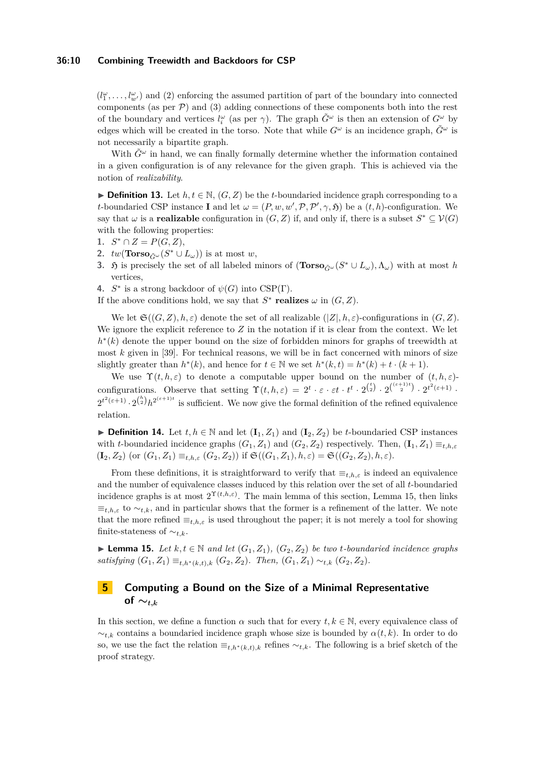$(l_1^\omega, \ldots, l_{w'}^\omega)$ and (2) enforcing the assumed partition of part of the boundary into connected components (as per $\mathcal{P}$) and (3) adding connections of these components both into the rest of the boundary and vertices $l_i^\omega$ (as per $\gamma$). The graph $\tilde{G}^\omega$ is then an extension of $G^\omega$ by edges which will be created in the torso. Note that while $G^\omega$ is an incidence graph, $\tilde{G}^\omega$ is not necessarily a bipartite graph.

With $\tilde{G}^\omega$ in hand, we can finally formally determine whether the information contained in a given configuration is of any relevance for the given graph. This is achieved via the notion of *realizability*.

▶ **Definition 13.** Let $h, t \in \mathbb{N}$, $(G, Z)$ be the $t$-boundaried incidence graph corresponding to a $t$-boundaried CSP instance $\mathbf{I}$ and let $\omega = (P, w, w', \mathcal{P}, \mathcal{P}', \gamma, \mathfrak{H})$ be a $(t, h)$-configuration. We say that $\omega$ is a **realizable** configuration in $(G, Z)$ if, and only if, there is a subset $S^* \subseteq \mathcal{V}(G)$ with the following properties:

1. $S^* \cap Z = P(G, Z)$,
2. $tw(\mathbf{Torso}_{\tilde{G}^\omega}(S^* \cup L_\omega))$ is at most $w$,
3. $\mathfrak{H}$ is precisely the set of all labeled minors of $(\mathbf{Torso}_{\tilde{G}^\omega}(S^* \cup L_\omega), \Lambda_\omega)$ with at most $h$ vertices,
4. $S^*$ is a strong backdoor of $\psi(G)$ into CSP($\Gamma$).

If the above conditions hold, we say that $S^*$ **realizes** $\omega$ in $(G, Z)$.

We let $\mathfrak{S}((G, Z), h, \varepsilon)$ denote the set of all realizable $(|Z|, h, \varepsilon)$-configurations in $(G, Z)$. We ignore the explicit reference to $Z$ in the notation if it is clear from the context. We let $h^*(k)$ denote the upper bound on the size of forbidden minors for graphs of treewidth at most $k$ given in [39]. For technical reasons, we will be in fact concerned with minors of size slightly greater than $h^*(k)$, and hence for $t \in \mathbb{N}$ we set $h^*(k, t) = h^*(k) + t \cdot (k + 1)$.

We use $\Upsilon(t, h, \varepsilon)$ to denote a computable upper bound on the number of $(t, h, \varepsilon)$-configurations. Observe that setting $\Upsilon(t, h, \varepsilon) = 2^t \cdot \varepsilon \cdot \varepsilon t \cdot t^t \cdot 2^{\binom{t}{2}} \cdot 2^{\binom{(\varepsilon+1)t}{2}} \cdot 2^{t^2(\varepsilon+1)} \cdot 2^{t^2(\varepsilon+1)} \cdot 2^{\binom{h}{2}} h^{2^{(\varepsilon+1)t}}$ is sufficient. We now give the formal definition of the refined equivalence relation.

▶ **Definition 14.** Let $t, h \in \mathbb{N}$ and let $(\mathbf{I}_1, Z_1)$ and $(\mathbf{I}_2, Z_2)$ be $t$-boundaried CSP instances with $t$-boundaried incidence graphs $(G_1, Z_1)$ and $(G_2, Z_2)$ respectively. Then, $(\mathbf{I}_1, Z_1) \equiv_{t,h,\varepsilon} (\mathbf{I}_2, Z_2)$ (or $(G_1, Z_1) \equiv_{t,h,\varepsilon} (G_2, Z_2)$) if $\mathfrak{S}((G_1, Z_1), h, \varepsilon) = \mathfrak{S}((G_2, Z_2), h, \varepsilon)$.

From these definitions, it is straightforward to verify that $\equiv_{t,h,\varepsilon}$ is indeed an equivalence and the number of equivalence classes induced by this relation over the set of all $t$-boundaried incidence graphs is at most $2^{\Upsilon(t,h,\varepsilon)}$. The main lemma of this section, Lemma 15, then links $\equiv_{t,h,\varepsilon}$ to $\sim_{t,k}$, and in particular shows that the former is a refinement of the latter. We note that the more refined $\equiv_{t,h,\varepsilon}$ is used throughout the paper; it is not merely a tool for showing finite-stateness of $\sim_{t,k}$.

▶ **Lemma 15.** *Let $k, t \in \mathbb{N}$ and let $(G_1, Z_1)$, $(G_2, Z_2)$ be two $t$-boundaried incidence graphs satisfying $(G_1, Z_1) \equiv_{t,h^*(k,t),k} (G_2, Z_2)$. Then, $(G_1, Z_1) \sim_{t,k} (G_2, Z_2)$.*

## 5 Computing a Bound on the Size of a Minimal Representative of $\sim_{t,k}$

In this section, we define a function $\alpha$ such that for every $t, k \in \mathbb{N}$, every equivalence class of $\sim_{t,k}$ contains a boundaried incidence graph whose size is bounded by $\alpha(t, k)$. In order to do so, we use the fact the relation $\equiv_{t,h^*(k,t),k}$ refines $\sim_{t,k}$. The following is a brief sketch of the proof strategy.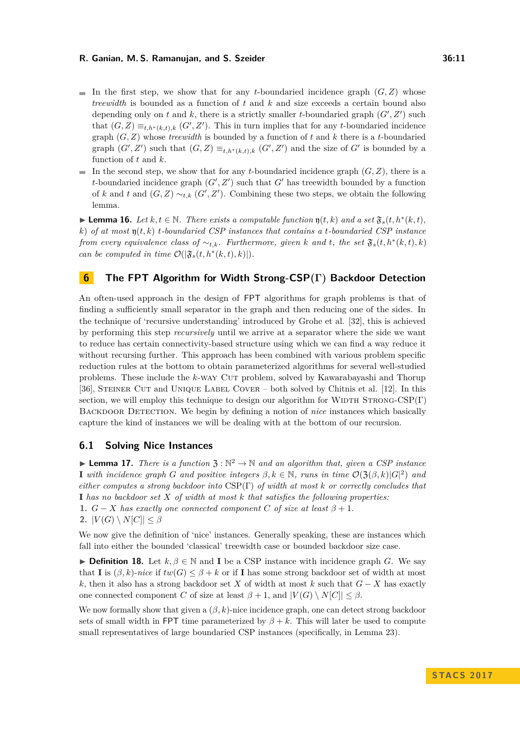- In the first step, we show that for any $t$-boundaried incidence graph $(G, Z)$ whose *treewidth* is bounded as a function of $t$ and $k$ and size exceeds a certain bound also depending only on $t$ and $k$, there is a strictly smaller $t$-boundaried graph $(G', Z')$ such that $(G, Z) \equiv_{t,h^*(k,t),k} (G', Z')$. This in turn implies that for any $t$-boundaried incidence graph $(G, Z)$ whose *treewidth* is bounded by a function of $t$ and $k$ there is a $t$-boundaried graph $(G', Z')$ such that $(G, Z) \equiv_{t,h^*(k,t),k} (G', Z')$ and the size of $G'$ is bounded by a function of $t$ and $k$.
- In the second step, we show that for any $t$-boundaried incidence graph $(G, Z)$, there is a $t$-boundaried incidence graph $(G', Z')$ such that $G'$ has treewidth bounded by a function of $k$ and $t$ and $(G, Z) \sim_{t,k} (G', Z')$. Combining these two steps, we obtain the following lemma.

▶ **Lemma 16.** *Let $k, t \in \mathbb{N}$. There exists a computable function $\mathfrak{y}(t, k)$ and a set $\mathfrak{F}_s(t, h^*(k, t), k)$ of at most $\mathfrak{y}(t, k)$ $t$-boundaried CSP instances that contains a $t$-boundaried CSP instance from every equivalence class of $\sim_{t,k}$. Furthermore, given $k$ and $t$, the set $\mathfrak{F}_s(t, h^*(k, t), k)$ can be computed in time $\mathcal{O}(|\mathfrak{F}_s(t, h^*(k, t), k)|)$.*

## 6 The FPT Algorithm for Width Strong-CSP(Γ) Backdoor Detection

An often-used approach in the design of FPT algorithms for graph problems is that of finding a sufficiently small separator in the graph and then reducing one of the sides. In the technique of 'recursive understanding' introduced by Grohe et al. [32], this is achieved by performing this step *recursively* until we arrive at a separator where the side we want to reduce has certain connectivity-based structure using which we can find a way reduce it without recursing further. This approach has been combined with various problem specific reduction rules at the bottom to obtain parameterized algorithms for several well-studied problems. These include the $k$-way Cut problem, solved by Kawarabayashi and Thorup [36], Steiner Cut and Unique Label Cover – both solved by Chitnis et al. [12]. In this section, we will employ this technique to design our algorithm for Width Strong-CSP(Γ) Backdoor Detection. We begin by defining a notion of *nice* instances which basically capture the kind of instances we will be dealing with at the bottom of our recursion.

### 6.1 Solving Nice Instances

▶ **Lemma 17.** *There is a function $\mathfrak{Z} : \mathbb{N}^2 \to \mathbb{N}$ and an algorithm that, given a CSP instance $\mathbf{I}$ with incidence graph $G$ and positive integers $\beta, k \in \mathbb{N}$, runs in time $\mathcal{O}(\mathfrak{Z}(\beta, k)|G|^2)$ and either computes a strong backdoor into CSP(Γ) of width at most $k$ or correctly concludes that $\mathbf{I}$ has no backdoor set $X$ of width at most $k$ that satisfies the following properties:*
1. *$G - X$ has exactly one connected component $C$ of size at least $\beta + 1$.*
2. *$|V(G) \setminus N[C]| \leq \beta$*

We now give the definition of 'nice' instances. Generally speaking, these are instances which fall into either the bounded 'classical' treewidth case or bounded backdoor size case.

▶ **Definition 18.** Let $k, \beta \in \mathbb{N}$ and $\mathbf{I}$ be a CSP instance with incidence graph $G$. We say that $\mathbf{I}$ is $(\beta, k)$-*nice* if $tw(G) \leq \beta + k$ or if $\mathbf{I}$ has some strong backdoor set of width at most $k$, then it also has a strong backdoor set $X$ of width at most $k$ such that $G - X$ has exactly one connected component $C$ of size at least $\beta + 1$, and $|V(G) \setminus N[C]| \leq \beta$.

We now formally show that given a $(\beta, k)$-nice incidence graph, one can detect strong backdoor sets of small width in FPT time parameterized by $\beta + k$. This will later be used to compute small representatives of large boundaried CSP instances (specifically, in Lemma 23).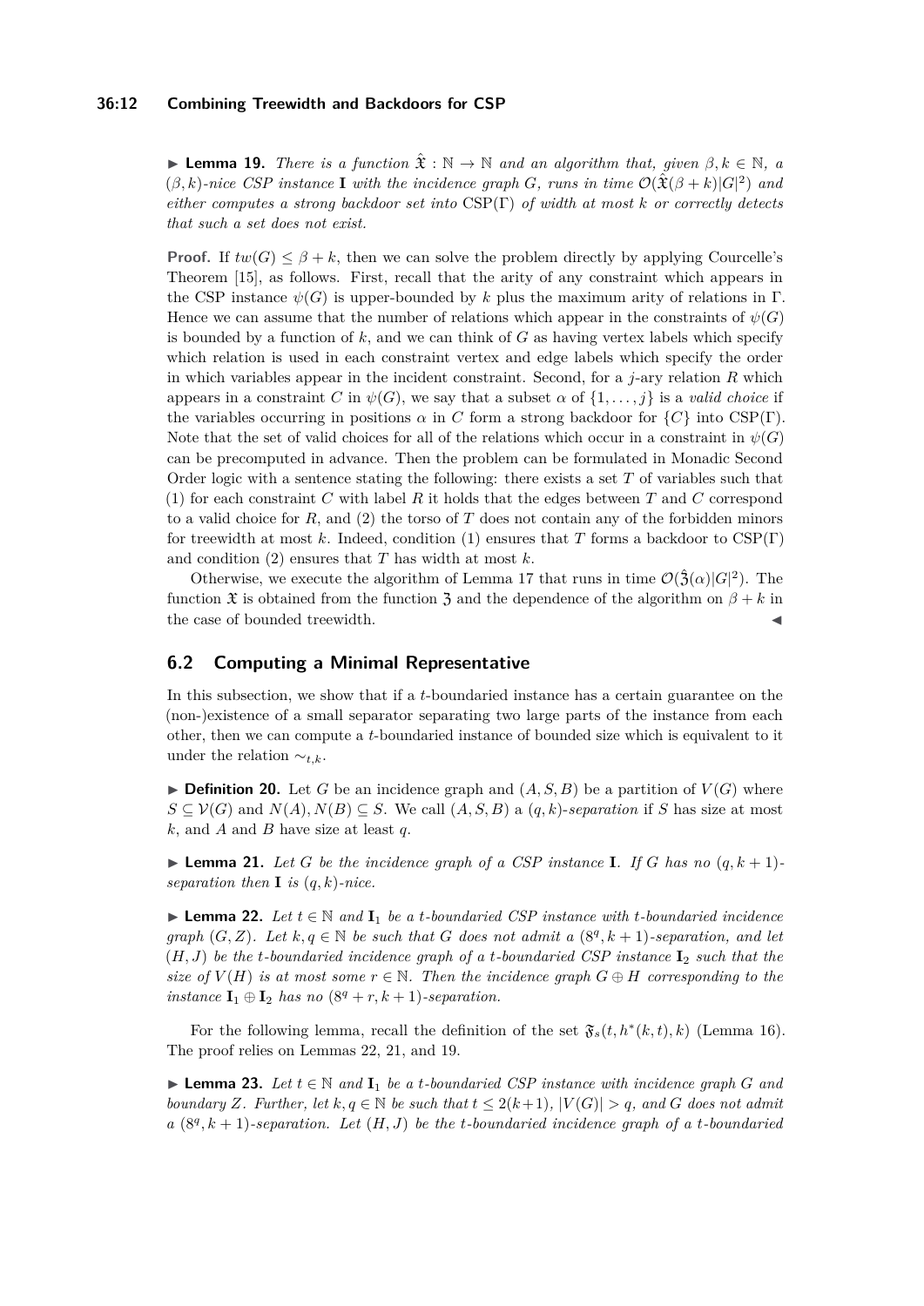▶ **Lemma 19.** *There is a function $\hat{\mathfrak{X}} : \mathbb{N} \to \mathbb{N}$ and an algorithm that, given $\beta, k \in \mathbb{N}$, a $(\beta, k)$-nice CSP instance $\mathbf{I}$ with the incidence graph $G$, runs in time $\mathcal{O}(\hat{\mathfrak{X}}(\beta + k)|G|^2)$ and either computes a strong backdoor set into $\mathrm{CSP}(\Gamma)$ of width at most $k$ or correctly detects that such a set does not exist.*

**Proof.** If $tw(G) \leq \beta + k$, then we can solve the problem directly by applying Courcelle's Theorem [15], as follows. First, recall that the arity of any constraint which appears in the CSP instance $\psi(G)$ is upper-bounded by $k$ plus the maximum arity of relations in $\Gamma$. Hence we can assume that the number of relations which appear in the constraints of $\psi(G)$ is bounded by a function of $k$, and we can think of $G$ as having vertex labels which specify which relation is used in each constraint vertex and edge labels which specify the order in which variables appear in the incident constraint. Second, for a $j$-ary relation $R$ which appears in a constraint $C$ in $\psi(G)$, we say that a subset $\alpha$ of $\{1, \ldots, j\}$ is a *valid choice* if the variables occurring in positions $\alpha$ in $C$ form a strong backdoor for $\{C\}$ into $\mathrm{CSP}(\Gamma)$. Note that the set of valid choices for all of the relations which occur in a constraint in $\psi(G)$ can be precomputed in advance. Then the problem can be formulated in Monadic Second Order logic with a sentence stating the following: there exists a set $T$ of variables such that (1) for each constraint $C$ with label $R$ it holds that the edges between $T$ and $C$ correspond to a valid choice for $R$, and (2) the torso of $T$ does not contain any of the forbidden minors for treewidth at most $k$. Indeed, condition (1) ensures that $T$ forms a backdoor to $\mathrm{CSP}(\Gamma)$ and condition (2) ensures that $T$ has width at most $k$.

Otherwise, we execute the algorithm of Lemma 17 that runs in time $\mathcal{O}(\hat{\mathfrak{Z}}(\alpha)|G|^2)$. The function $\mathfrak{X}$ is obtained from the function $\mathfrak{Z}$ and the dependence of the algorithm on $\beta + k$ in the case of bounded treewidth. ◀

## 6.2 Computing a Minimal Representative

In this subsection, we show that if a $t$-boundaried instance has a certain guarantee on the (non-)existence of a small separator separating two large parts of the instance from each other, then we can compute a $t$-boundaried instance of bounded size which is equivalent to it under the relation $\sim_{t,k}$.

▶ **Definition 20.** Let $G$ be an incidence graph and $(A, S, B)$ be a partition of $V(G)$ where $S \subseteq \mathcal{V}(G)$ and $N(A), N(B) \subseteq S$. We call $(A, S, B)$ a *$(q, k)$-separation* if $S$ has size at most $k$, and $A$ and $B$ have size at least $q$.

▶ **Lemma 21.** *Let $G$ be the incidence graph of a CSP instance $\mathbf{I}$. If $G$ has no $(q, k+1)$-separation then $\mathbf{I}$ is $(q, k)$-nice.*

▶ **Lemma 22.** *Let $t \in \mathbb{N}$ and $\mathbf{I}_1$ be a $t$-boundaried CSP instance with $t$-boundaried incidence graph $(G, Z)$. Let $k, q \in \mathbb{N}$ be such that $G$ does not admit a $(8^q, k+1)$-separation, and let $(H, J)$ be the $t$-boundaried incidence graph of a $t$-boundaried CSP instance $\mathbf{I}_2$ such that the size of $V(H)$ is at most some $r \in \mathbb{N}$. Then the incidence graph $G \oplus H$ corresponding to the instance $\mathbf{I}_1 \oplus \mathbf{I}_2$ has no $(8^q + r, k+1)$-separation.*

For the following lemma, recall the definition of the set $\mathfrak{F}_s(t, h^*(k, t), k)$ (Lemma 16). The proof relies on Lemmas 22, 21, and 19.

▶ **Lemma 23.** *Let $t \in \mathbb{N}$ and $\mathbf{I}_1$ be a $t$-boundaried CSP instance with incidence graph $G$ and boundary $Z$. Further, let $k, q \in \mathbb{N}$ be such that $t \leq 2(k+1)$, $|V(G)| > q$, and $G$ does not admit a $(8^q, k+1)$-separation. Let $(H, J)$ be the $t$-boundaried incidence graph of a $t$-boundaried*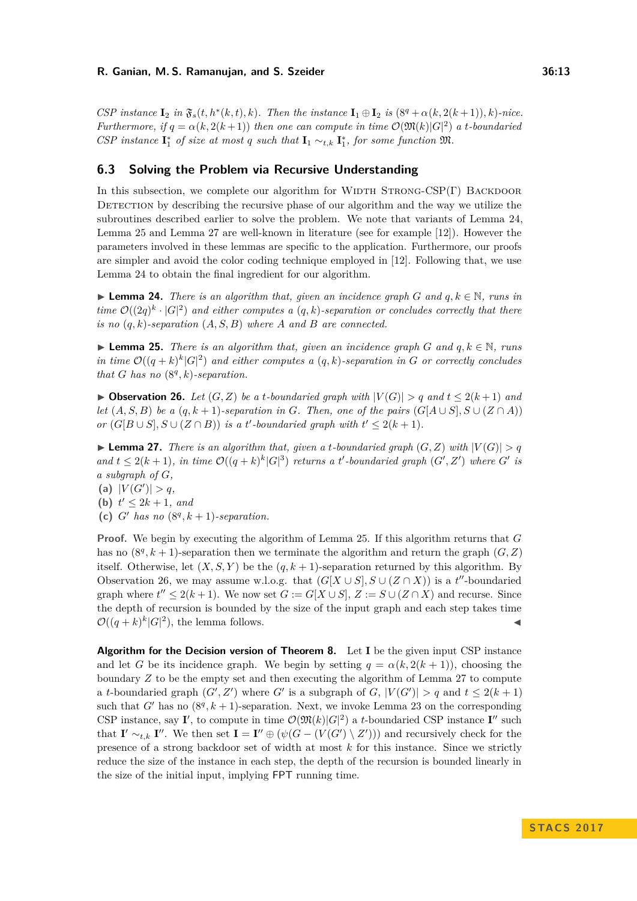*CSP instance* $\mathbf{I}_2$ *in* $\mathfrak{F}_s(t, h^*(k,t), k)$*. Then the instance* $\mathbf{I}_1 \oplus \mathbf{I}_2$ *is* $(8^q + \alpha(k, 2(k+1)), k)$*-nice. Furthermore, if* $q = \alpha(k, 2(k+1))$ *then one can compute in time* $\mathcal{O}(\mathfrak{M}(k)|G|^2)$ *a* $t$*-boundaried CSP instance* $\mathbf{I}_1^*$ *of size at most* $q$ *such that* $\mathbf{I}_1 \sim_{t,k} \mathbf{I}_1^*$*, for some function* $\mathfrak{M}$*.*

## 6.3 Solving the Problem via Recursive Understanding

In this subsection, we complete our algorithm for Width Strong-CSP(Γ) Backdoor Detection by describing the recursive phase of our algorithm and the way we utilize the subroutines described earlier to solve the problem. We note that variants of Lemma 24, Lemma 25 and Lemma 27 are well-known in literature (see for example [12]). However the parameters involved in these lemmas are specific to the application. Furthermore, our proofs are simpler and avoid the color coding technique employed in [12]. Following that, we use Lemma 24 to obtain the final ingredient for our algorithm.

▶ **Lemma 24.** *There is an algorithm that, given an incidence graph* $G$ *and* $q, k \in \mathbb{N}$*, runs in time* $\mathcal{O}((2q)^k \cdot |G|^2)$ *and either computes a* $(q,k)$*-separation or concludes correctly that there is no* $(q,k)$*-separation* $(A, S, B)$ *where* $A$ *and* $B$ *are connected.*

▶ **Lemma 25.** *There is an algorithm that, given an incidence graph* $G$ *and* $q, k \in \mathbb{N}$*, runs in time* $\mathcal{O}((q+k)^k|G|^2)$ *and either computes a* $(q,k)$*-separation in* $G$ *or correctly concludes that* $G$ *has no* $(8^q, k)$*-separation.*

▶ **Observation 26.** *Let* $(G, Z)$ *be a* $t$*-boundaried graph with* $|V(G)| > q$ *and* $t \leq 2(k+1)$ *and let* $(A, S, B)$ *be a* $(q, k+1)$*-separation in* $G$*. Then, one of the pairs* $(G[A \cup S], S \cup (Z \cap A))$ *or* $(G[B \cup S], S \cup (Z \cap B))$ *is a* $t'$*-boundaried graph with* $t' \leq 2(k+1)$*.*

▶ **Lemma 27.** *There is an algorithm that, given a* $t$*-boundaried graph* $(G, Z)$ *with* $|V(G)| > q$ *and* $t \leq 2(k+1)$*, in time* $\mathcal{O}((q+k)^k|G|^3)$ *returns a* $t'$*-boundaried graph* $(G', Z')$ *where* $G'$ *is a subgraph of* $G$*,*

**(a)** $|V(G')| > q$*,*
**(b)** $t' \leq 2k+1$*, and*
**(c)** $G'$ *has no* $(8^q, k+1)$*-separation.*

**Proof.** We begin by executing the algorithm of Lemma 25. If this algorithm returns that $G$ has no $(8^q, k+1)$-separation then we terminate the algorithm and return the graph $(G, Z)$ itself. Otherwise, let $(X, S, Y)$ be the $(q, k+1)$-separation returned by this algorithm. By Observation 26, we may assume w.l.o.g. that $(G[X \cup S], S \cup (Z \cap X))$ is a $t''$-boundaried graph where $t'' \leq 2(k+1)$. We now set $G := G[X \cup S]$, $Z := S \cup (Z \cap X)$ and recurse. Since the depth of recursion is bounded by the size of the input graph and each step takes time $\mathcal{O}((q+k)^k|G|^2)$, the lemma follows. ◀

**Algorithm for the Decision version of Theorem 8.** Let $\mathbf{I}$ be the given input CSP instance and let $G$ be its incidence graph. We begin by setting $q = \alpha(k, 2(k+1))$, choosing the boundary $Z$ to be the empty set and then executing the algorithm of Lemma 27 to compute a $t$-boundaried graph $(G', Z')$ where $G'$ is a subgraph of $G$, $|V(G')| > q$ and $t \leq 2(k+1)$ such that $G'$ has no $(8^q, k+1)$-separation. Next, we invoke Lemma 23 on the corresponding CSP instance, say $\mathbf{I}'$, to compute in time $\mathcal{O}(\mathfrak{M}(k)|G|^2)$ a $t$-boundaried CSP instance $\mathbf{I}''$ such that $\mathbf{I}' \sim_{t,k} \mathbf{I}''$. We then set $\mathbf{I} = \mathbf{I}'' \oplus (\psi(G - (V(G') \setminus Z')))$ and recursively check for the presence of a strong backdoor set of width at most $k$ for this instance. Since we strictly reduce the size of the instance in each step, the depth of the recursion is bounded linearly in the size of the initial input, implying FPT running time.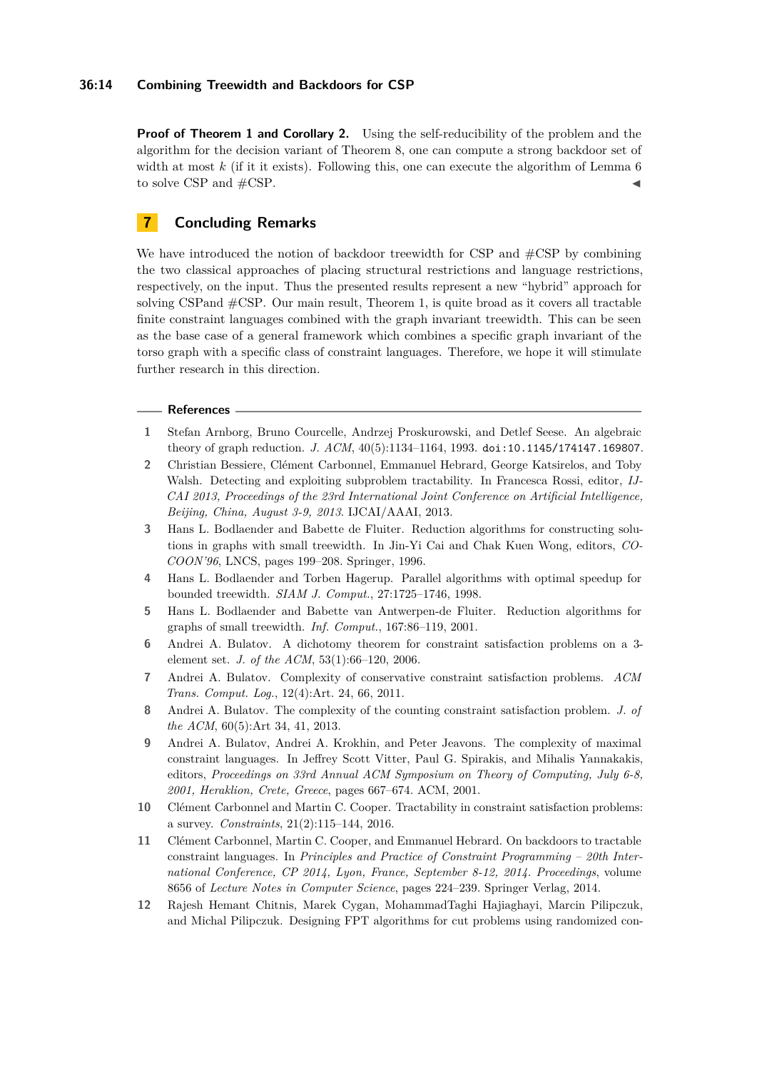**Proof of Theorem 1 and Corollary 2.** Using the self-reducibility of the problem and the algorithm for the decision variant of Theorem 8, one can compute a strong backdoor set of width at most $k$ (if it it exists). Following this, one can execute the algorithm of Lemma 6 to solve CSP and #CSP. ◀

## 7 Concluding Remarks

We have introduced the notion of backdoor treewidth for CSP and #CSP by combining the two classical approaches of placing structural restrictions and language restrictions, respectively, on the input. Thus the presented results represent a new "hybrid" approach for solving CSPand #CSP. Our main result, Theorem 1, is quite broad as it covers all tractable finite constraint languages combined with the graph invariant treewidth. This can be seen as the base case of a general framework which combines a specific graph invariant of the torso graph with a specific class of constraint languages. Therefore, we hope it will stimulate further research in this direction.

### References

1. Stefan Arnborg, Bruno Courcelle, Andrzej Proskurowski, and Detlef Seese. An algebraic theory of graph reduction. *J. ACM*, 40(5):1134–1164, 1993. doi:10.1145/174147.169807.
2. Christian Bessiere, Clément Carbonnel, Emmanuel Hebrard, George Katsirelos, and Toby Walsh. Detecting and exploiting subproblem tractability. In Francesca Rossi, editor, *IJCAI 2013, Proceedings of the 23rd International Joint Conference on Artificial Intelligence, Beijing, China, August 3-9, 2013*. IJCAI/AAAI, 2013.
3. Hans L. Bodlaender and Babette de Fluiter. Reduction algorithms for constructing solutions in graphs with small treewidth. In Jin-Yi Cai and Chak Kuen Wong, editors, *COCOON'96*, LNCS, pages 199–208. Springer, 1996.
4. Hans L. Bodlaender and Torben Hagerup. Parallel algorithms with optimal speedup for bounded treewidth. *SIAM J. Comput.*, 27:1725–1746, 1998.
5. Hans L. Bodlaender and Babette van Antwerpen-de Fluiter. Reduction algorithms for graphs of small treewidth. *Inf. Comput.*, 167:86–119, 2001.
6. Andrei A. Bulatov. A dichotomy theorem for constraint satisfaction problems on a 3-element set. *J. of the ACM*, 53(1):66–120, 2006.
7. Andrei A. Bulatov. Complexity of conservative constraint satisfaction problems. *ACM Trans. Comput. Log.*, 12(4):Art. 24, 66, 2011.
8. Andrei A. Bulatov. The complexity of the counting constraint satisfaction problem. *J. of the ACM*, 60(5):Art 34, 41, 2013.
9. Andrei A. Bulatov, Andrei A. Krokhin, and Peter Jeavons. The complexity of maximal constraint languages. In Jeffrey Scott Vitter, Paul G. Spirakis, and Mihalis Yannakakis, editors, *Proceedings on 33rd Annual ACM Symposium on Theory of Computing, July 6-8, 2001, Heraklion, Crete, Greece*, pages 667–674. ACM, 2001.
10. Clément Carbonnel and Martin C. Cooper. Tractability in constraint satisfaction problems: a survey. *Constraints*, 21(2):115–144, 2016.
11. Clément Carbonnel, Martin C. Cooper, and Emmanuel Hebrard. On backdoors to tractable constraint languages. In *Principles and Practice of Constraint Programming – 20th International Conference, CP 2014, Lyon, France, September 8-12, 2014. Proceedings*, volume 8656 of *Lecture Notes in Computer Science*, pages 224–239. Springer Verlag, 2014.
12. Rajesh Hemant Chitnis, Marek Cygan, MohammadTaghi Hajiaghayi, Marcin Pilipczuk, and Michal Pilipczuk. Designing FPT algorithms for cut problems using randomized con-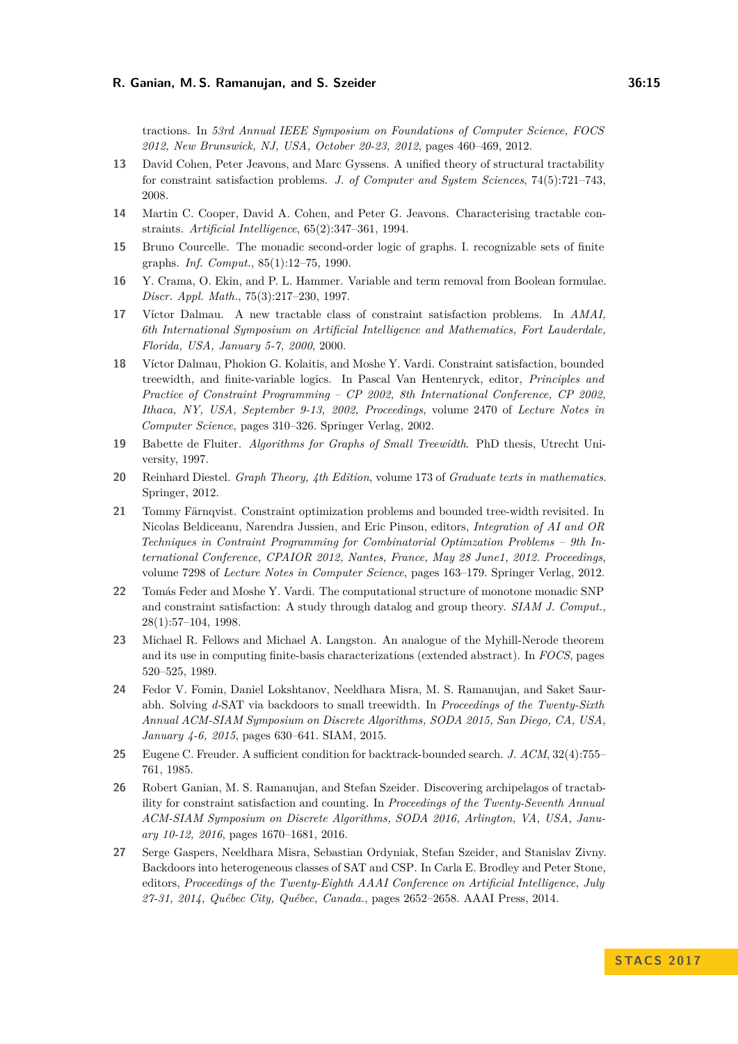tractions. In *53rd Annual IEEE Symposium on Foundations of Computer Science, FOCS 2012, New Brunswick, NJ, USA, October 20-23, 2012*, pages 460–469, 2012.

**13** David Cohen, Peter Jeavons, and Marc Gyssens. A unified theory of structural tractability for constraint satisfaction problems. *J. of Computer and System Sciences*, 74(5):721–743, 2008.

**14** Martin C. Cooper, David A. Cohen, and Peter G. Jeavons. Characterising tractable constraints. *Artificial Intelligence*, 65(2):347–361, 1994.

**15** Bruno Courcelle. The monadic second-order logic of graphs. I. recognizable sets of finite graphs. *Inf. Comput.*, 85(1):12–75, 1990.

**16** Y. Crama, O. Ekin, and P. L. Hammer. Variable and term removal from Boolean formulae. *Discr. Appl. Math.*, 75(3):217–230, 1997.

**17** Víctor Dalmau. A new tractable class of constraint satisfaction problems. In *AMAI, 6th International Symposium on Artificial Intelligence and Mathematics, Fort Lauderdale, Florida, USA, January 5-7, 2000*, 2000.

**18** Víctor Dalmau, Phokion G. Kolaitis, and Moshe Y. Vardi. Constraint satisfaction, bounded treewidth, and finite-variable logics. In Pascal Van Hentenryck, editor, *Principles and Practice of Constraint Programming – CP 2002, 8th International Conference, CP 2002, Ithaca, NY, USA, September 9-13, 2002, Proceedings*, volume 2470 of *Lecture Notes in Computer Science*, pages 310–326. Springer Verlag, 2002.

**19** Babette de Fluiter. *Algorithms for Graphs of Small Treewidth*. PhD thesis, Utrecht University, 1997.

**20** Reinhard Diestel. *Graph Theory, 4th Edition*, volume 173 of *Graduate texts in mathematics*. Springer, 2012.

**21** Tommy Färnqvist. Constraint optimization problems and bounded tree-width revisited. In Nicolas Beldiceanu, Narendra Jussien, and Eric Pinson, editors, *Integration of AI and OR Techniques in Contraint Programming for Combinatorial Optimzation Problems – 9th International Conference, CPAIOR 2012, Nantes, France, May 28 June1, 2012. Proceedings*, volume 7298 of *Lecture Notes in Computer Science*, pages 163–179. Springer Verlag, 2012.

**22** Tomás Feder and Moshe Y. Vardi. The computational structure of monotone monadic SNP and constraint satisfaction: A study through datalog and group theory. *SIAM J. Comput.*, 28(1):57–104, 1998.

**23** Michael R. Fellows and Michael A. Langston. An analogue of the Myhill-Nerode theorem and its use in computing finite-basis characterizations (extended abstract). In *FOCS*, pages 520–525, 1989.

**24** Fedor V. Fomin, Daniel Lokshtanov, Neeldhara Misra, M. S. Ramanujan, and Saket Saurabh. Solving $d$-SAT via backdoors to small treewidth. In *Proceedings of the Twenty-Sixth Annual ACM-SIAM Symposium on Discrete Algorithms, SODA 2015, San Diego, CA, USA, January 4-6, 2015*, pages 630–641. SIAM, 2015.

**25** Eugene C. Freuder. A sufficient condition for backtrack-bounded search. *J. ACM*, 32(4):755–761, 1985.

**26** Robert Ganian, M. S. Ramanujan, and Stefan Szeider. Discovering archipelagos of tractability for constraint satisfaction and counting. In *Proceedings of the Twenty-Seventh Annual ACM-SIAM Symposium on Discrete Algorithms, SODA 2016, Arlington, VA, USA, January 10-12, 2016*, pages 1670–1681, 2016.

**27** Serge Gaspers, Neeldhara Misra, Sebastian Ordyniak, Stefan Szeider, and Stanislav Zivny. Backdoors into heterogeneous classes of SAT and CSP. In Carla E. Brodley and Peter Stone, editors, *Proceedings of the Twenty-Eighth AAAI Conference on Artificial Intelligence, July 27-31, 2014, Québec City, Québec, Canada.*, pages 2652–2658. AAAI Press, 2014.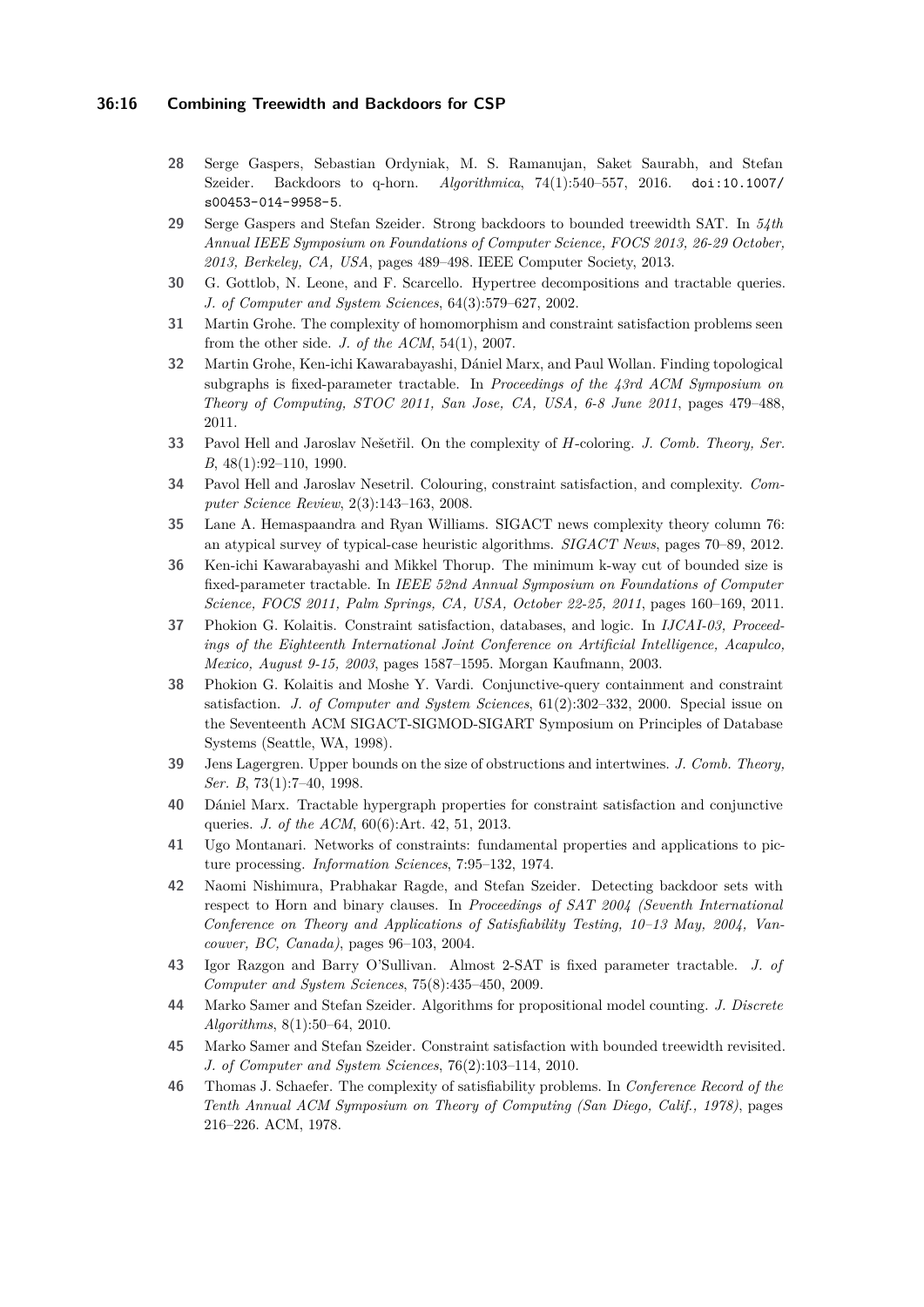28 Serge Gaspers, Sebastian Ordyniak, M. S. Ramanujan, Saket Saurabh, and Stefan Szeider. Backdoors to q-horn. *Algorithmica*, 74(1):540–557, 2016. doi:10.1007/s00453-014-9958-5.

29 Serge Gaspers and Stefan Szeider. Strong backdoors to bounded treewidth SAT. In *54th Annual IEEE Symposium on Foundations of Computer Science, FOCS 2013, 26-29 October, 2013, Berkeley, CA, USA*, pages 489–498. IEEE Computer Society, 2013.

30 G. Gottlob, N. Leone, and F. Scarcello. Hypertree decompositions and tractable queries. *J. of Computer and System Sciences*, 64(3):579–627, 2002.

31 Martin Grohe. The complexity of homomorphism and constraint satisfaction problems seen from the other side. *J. of the ACM*, 54(1), 2007.

32 Martin Grohe, Ken-ichi Kawarabayashi, Dániel Marx, and Paul Wollan. Finding topological subgraphs is fixed-parameter tractable. In *Proceedings of the 43rd ACM Symposium on Theory of Computing, STOC 2011, San Jose, CA, USA, 6-8 June 2011*, pages 479–488, 2011.

33 Pavol Hell and Jaroslav Nešetřil. On the complexity of $H$-coloring. *J. Comb. Theory, Ser. B*, 48(1):92–110, 1990.

34 Pavol Hell and Jaroslav Nesetril. Colouring, constraint satisfaction, and complexity. *Computer Science Review*, 2(3):143–163, 2008.

35 Lane A. Hemaspaandra and Ryan Williams. SIGACT news complexity theory column 76: an atypical survey of typical-case heuristic algorithms. *SIGACT News*, pages 70–89, 2012.

36 Ken-ichi Kawarabayashi and Mikkel Thorup. The minimum k-way cut of bounded size is fixed-parameter tractable. In *IEEE 52nd Annual Symposium on Foundations of Computer Science, FOCS 2011, Palm Springs, CA, USA, October 22-25, 2011*, pages 160–169, 2011.

37 Phokion G. Kolaitis. Constraint satisfaction, databases, and logic. In *IJCAI-03, Proceedings of the Eighteenth International Joint Conference on Artificial Intelligence, Acapulco, Mexico, August 9-15, 2003*, pages 1587–1595. Morgan Kaufmann, 2003.

38 Phokion G. Kolaitis and Moshe Y. Vardi. Conjunctive-query containment and constraint satisfaction. *J. of Computer and System Sciences*, 61(2):302–332, 2000. Special issue on the Seventeenth ACM SIGACT-SIGMOD-SIGART Symposium on Principles of Database Systems (Seattle, WA, 1998).

39 Jens Lagergren. Upper bounds on the size of obstructions and intertwines. *J. Comb. Theory, Ser. B*, 73(1):7–40, 1998.

40 Dániel Marx. Tractable hypergraph properties for constraint satisfaction and conjunctive queries. *J. of the ACM*, 60(6):Art. 42, 51, 2013.

41 Ugo Montanari. Networks of constraints: fundamental properties and applications to picture processing. *Information Sciences*, 7:95–132, 1974.

42 Naomi Nishimura, Prabhakar Ragde, and Stefan Szeider. Detecting backdoor sets with respect to Horn and binary clauses. In *Proceedings of SAT 2004 (Seventh International Conference on Theory and Applications of Satisfiability Testing, 10–13 May, 2004, Vancouver, BC, Canada)*, pages 96–103, 2004.

43 Igor Razgon and Barry O'Sullivan. Almost 2-SAT is fixed parameter tractable. *J. of Computer and System Sciences*, 75(8):435–450, 2009.

44 Marko Samer and Stefan Szeider. Algorithms for propositional model counting. *J. Discrete Algorithms*, 8(1):50–64, 2010.

45 Marko Samer and Stefan Szeider. Constraint satisfaction with bounded treewidth revisited. *J. of Computer and System Sciences*, 76(2):103–114, 2010.

46 Thomas J. Schaefer. The complexity of satisfiability problems. In *Conference Record of the Tenth Annual ACM Symposium on Theory of Computing (San Diego, Calif., 1978)*, pages 216–226. ACM, 1978.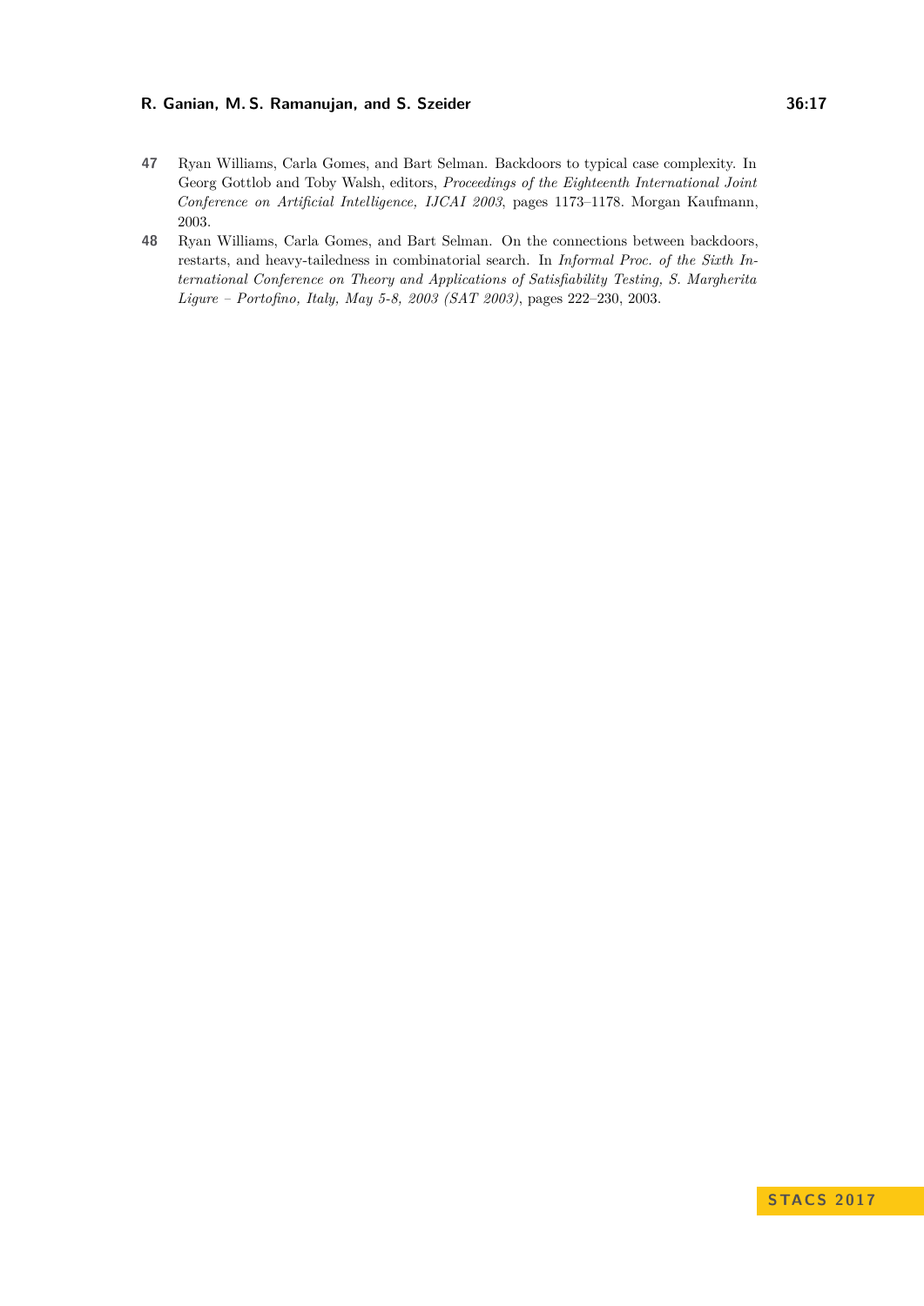**47** Ryan Williams, Carla Gomes, and Bart Selman. Backdoors to typical case complexity. In Georg Gottlob and Toby Walsh, editors, *Proceedings of the Eighteenth International Joint Conference on Artificial Intelligence, IJCAI 2003*, pages 1173–1178. Morgan Kaufmann, 2003.

**48** Ryan Williams, Carla Gomes, and Bart Selman. On the connections between backdoors, restarts, and heavy-tailedness in combinatorial search. In *Informal Proc. of the Sixth International Conference on Theory and Applications of Satisfiability Testing, S. Margherita Ligure – Portofino, Italy, May 5-8, 2003 (SAT 2003)*, pages 222–230, 2003.